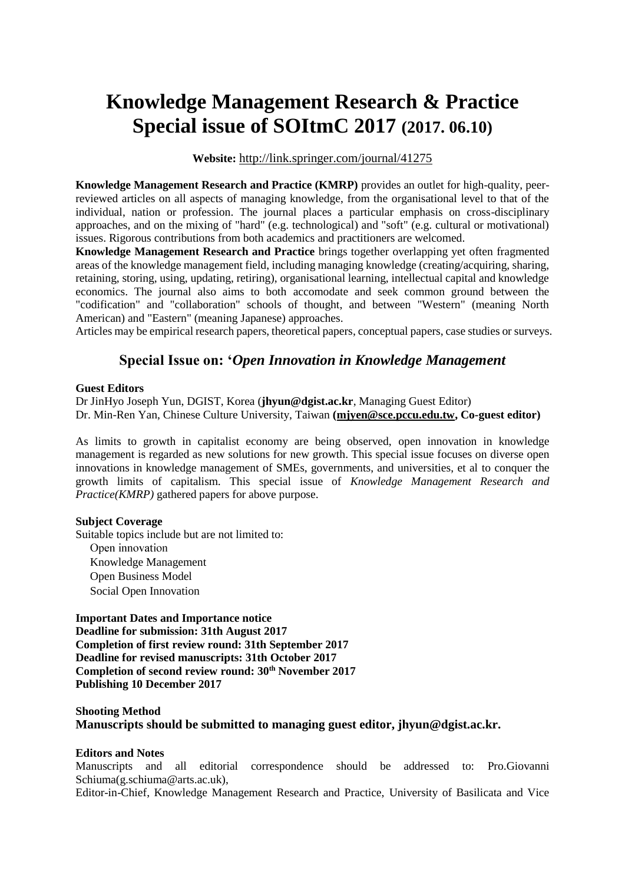# Knowledge Management Research & Practice Special issue of SOItmC 2017 (2017. 06.10)

**Website:** http://link.springer.com/journal/41275

**Knowledge Management Research and Practice (KMRP)** provides an outlet for high-quality, peer-reviewed articles on all aspects of managing knowledge, from the organisational level to that of the individual, nation or profession. The journal places a particular emphasis on cross-disciplinary approaches, and on the mixing of "hard" (e.g. technological) and "soft" (e.g. cultural or motivational) issues. Rigorous contributions from both academics and practitioners are welcomed.

**Knowledge Management Research and Practice** brings together overlapping yet often fragmented areas of the knowledge management field, including managing knowledge (creating/acquiring, sharing, retaining, storing, using, updating, retiring), organisational learning, intellectual capital and knowledge economics. The journal also aims to both accomodate and seek common ground between the "codification" and "collaboration" schools of thought, and between "Western" (meaning North American) and "Eastern" (meaning Japanese) approaches.

Articles may be empirical research papers, theoretical papers, conceptual papers, case studies or surveys.

## Special Issue on: '*Open Innovation in Knowledge Management*

**Guest Editors**

Dr JinHyo Joseph Yun, DGIST, Korea (**jhyun@dgist.ac.kr**, Managing Guest Editor)
Dr. Min-Ren Yan, Chinese Culture University, Taiwan **(mjyen@sce.pccu.edu.tw, Co-guest editor)**

As limits to growth in capitalist economy are being observed, open innovation in knowledge management is regarded as new solutions for new growth. This special issue focuses on diverse open innovations in knowledge management of SMEs, governments, and universities, et al to conquer the growth limits of capitalism. This special issue of *Knowledge Management Research and Practice(KMRP)* gathered papers for above purpose.

**Subject Coverage**

Suitable topics include but are not limited to:

- Open innovation
- Knowledge Management
- Open Business Model
- Social Open Innovation

**Important Dates and Importance notice**
**Deadline for submission: 31th August 2017**
**Completion of first review round: 31th September 2017**
**Deadline for revised manuscripts: 31th October 2017**
**Completion of second review round: 30th November 2017**
**Publishing 10 December 2017**

**Shooting Method**

**Manuscripts should be submitted to managing guest editor, jhyun@dgist.ac.kr.**

**Editors and Notes**

Manuscripts and all editorial correspondence should be addressed to: Pro.Giovanni Schiuma(g.schiuma@arts.ac.uk),

Editor-in-Chief, Knowledge Management Research and Practice, University of Basilicata and Vice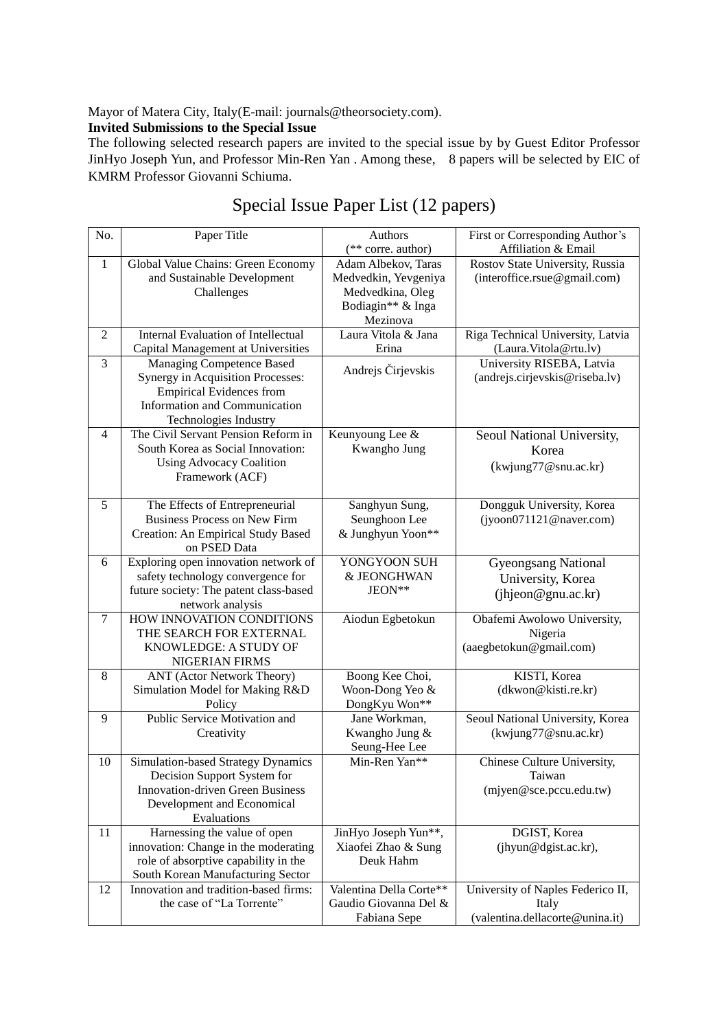Mayor of Matera City, Italy(E-mail: journals@theorsociety.com).

**Invited Submissions to the Special Issue**

The following selected research papers are invited to the special issue by by Guest Editor Professor JinHyo Joseph Yun, and Professor Min-Ren Yan . Among these, 8 papers will be selected by EIC of KMRM Professor Giovanni Schiuma.

## Special Issue Paper List (12 papers)

| No. | Paper Title | Authors (** corre. author) | First or Corresponding Author's Affiliation & Email |
|---|---|---|---|
| 1 | Global Value Chains: Green Economy and Sustainable Development Challenges | Adam Albekov, Taras Medvedkin, Yevgeniya Medvedkina, Oleg Bodiagin** & Inga Mezinova | Rostov State University, Russia (interoffice.rsue@gmail.com) |
| 2 | Internal Evaluation of Intellectual Capital Management at Universities | Laura Vitola & Jana Erina | Riga Technical University, Latvia (Laura.Vitola@rtu.lv) |
| 3 | Managing Competence Based Synergy in Acquisition Processes: Empirical Evidences from Information and Communication Technologies Industry | Andrejs Čirjevskis | University RISEBA, Latvia (andrejs.cirjevskis@riseba.lv) |
| 4 | The Civil Servant Pension Reform in South Korea as Social Innovation: Using Advocacy Coalition Framework (ACF) | Keunyoung Lee & Kwangho Jung | Seoul National University, Korea (kwjung77@snu.ac.kr) |
| 5 | The Effects of Entrepreneurial Business Process on New Firm Creation: An Empirical Study Based on PSED Data | Sanghyun Sung, Seunghoon Lee & Junghyun Yoon** | Dongguk University, Korea (jyoon071121@naver.com) |
| 6 | Exploring open innovation network of safety technology convergence for future society: The patent class-based network analysis | YONGYOON SUH & JEONGHWAN JEON** | Gyeongsang National University, Korea (jhjeon@gnu.ac.kr) |
| 7 | HOW INNOVATION CONDITIONS THE SEARCH FOR EXTERNAL KNOWLEDGE: A STUDY OF NIGERIAN FIRMS | Aiodun Egbetokun | Obafemi Awolowo University, Nigeria (aaegbetokun@gmail.com) |
| 8 | ANT (Actor Network Theory) Simulation Model for Making R&D Policy | Boong Kee Choi, Woon-Dong Yeo & DongKyu Won** | KISTI, Korea (dkwon@kisti.re.kr) |
| 9 | Public Service Motivation and Creativity | Jane Workman, Kwangho Jung & Seung-Hee Lee | Seoul National University, Korea (kwjung77@snu.ac.kr) |
| 10 | Simulation-based Strategy Dynamics Decision Support System for Innovation-driven Green Business Development and Economical Evaluations | Min-Ren Yan** | Chinese Culture University, Taiwan (mjyen@sce.pccu.edu.tw) |
| 11 | Harnessing the value of open innovation: Change in the moderating role of absorptive capability in the South Korean Manufacturing Sector | JinHyo Joseph Yun**, Xiaofei Zhao & Sung Deuk Hahm | DGIST, Korea (jhyun@dgist.ac.kr), |
| 12 | Innovation and tradition-based firms: the case of "La Torrente" | Valentina Della Corte** Gaudio Giovanna Del & Fabiana Sepe | University of Naples Federico II, Italy (valentina.dellacorte@unina.it) |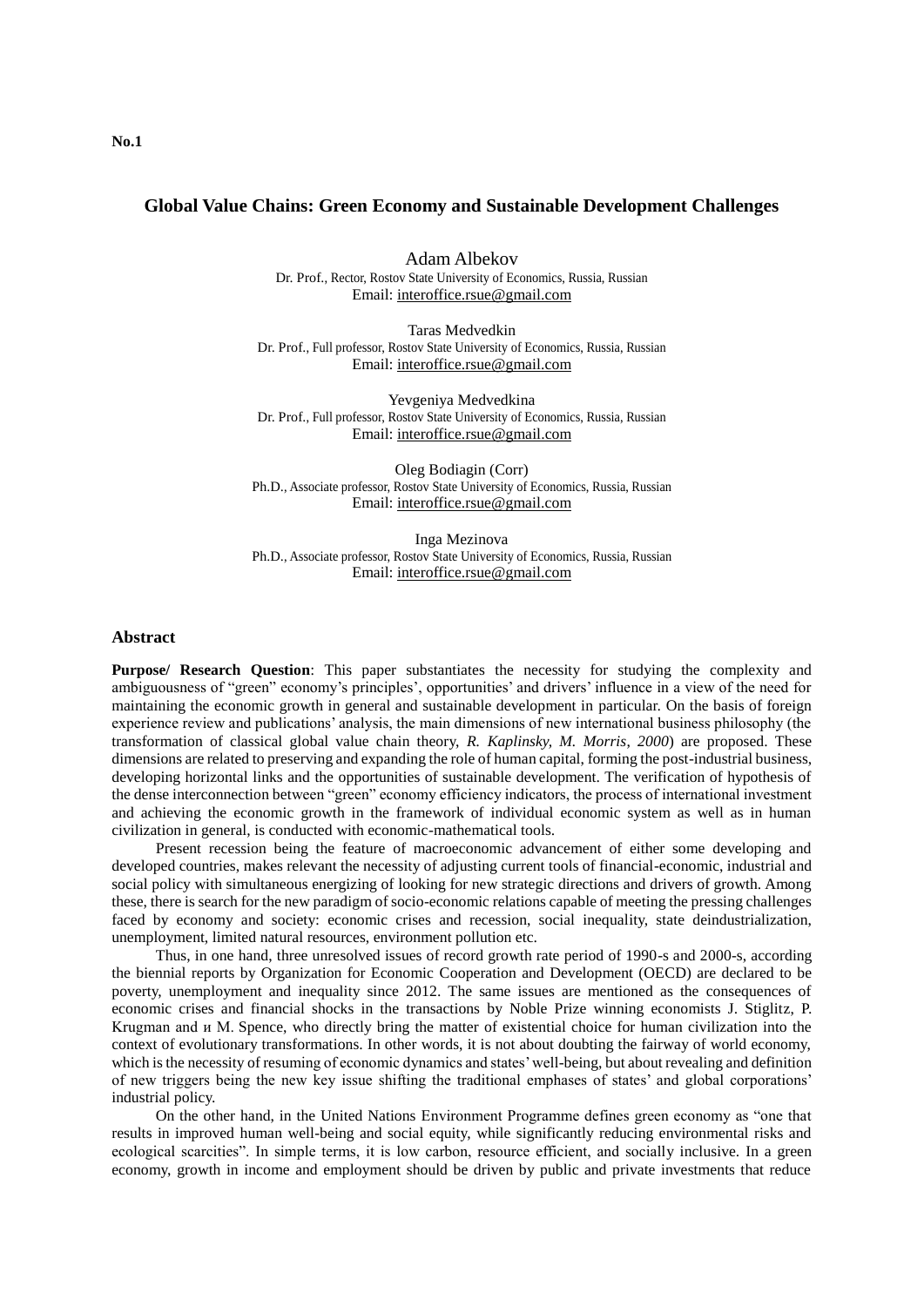**No.1**

## Global Value Chains: Green Economy and Sustainable Development Challenges

Adam Albekov
Dr. Prof., Rector, Rostov State University of Economics, Russia, Russian
Email: interoffice.rsue@gmail.com

Taras Medvedkin
Dr. Prof., Full professor, Rostov State University of Economics, Russia, Russian
Email: interoffice.rsue@gmail.com

Yevgeniya Medvedkina
Dr. Prof., Full professor, Rostov State University of Economics, Russia, Russian
Email: interoffice.rsue@gmail.com

Oleg Bodiagin (Corr)
Ph.D., Associate professor, Rostov State University of Economics, Russia, Russian
Email: interoffice.rsue@gmail.com

Inga Mezinova
Ph.D., Associate professor, Rostov State University of Economics, Russia, Russian
Email: interoffice.rsue@gmail.com

### Abstract

**Purpose/ Research Question**: This paper substantiates the necessity for studying the complexity and ambiguousness of "green" economy's principles', opportunities' and drivers' influence in a view of the need for maintaining the economic growth in general and sustainable development in particular. On the basis of foreign experience review and publications' analysis, the main dimensions of new international business philosophy (the transformation of classical global value chain theory, *R. Kaplinsky, M. Morris, 2000*) are proposed. These dimensions are related to preserving and expanding the role of human capital, forming the post-industrial business, developing horizontal links and the opportunities of sustainable development. The verification of hypothesis of the dense interconnection between "green" economy efficiency indicators, the process of international investment and achieving the economic growth in the framework of individual economic system as well as in human civilization in general, is conducted with economic-mathematical tools.

Present recession being the feature of macroeconomic advancement of either some developing and developed countries, makes relevant the necessity of adjusting current tools of financial-economic, industrial and social policy with simultaneous energizing of looking for new strategic directions and drivers of growth. Among these, there is search for the new paradigm of socio-economic relations capable of meeting the pressing challenges faced by economy and society: economic crises and recession, social inequality, state deindustrialization, unemployment, limited natural resources, environment pollution etc.

Thus, in one hand, three unresolved issues of record growth rate period of 1990-s and 2000-s, according the biennial reports by Organization for Economic Cooperation and Development (OECD) are declared to be poverty, unemployment and inequality since 2012. The same issues are mentioned as the consequences of economic crises and financial shocks in the transactions by Noble Prize winning economists J. Stiglitz, P. Krugman and и M. Spence, who directly bring the matter of existential choice for human civilization into the context of evolutionary transformations. In other words, it is not about doubting the fairway of world economy, which is the necessity of resuming of economic dynamics and states' well-being, but about revealing and definition of new triggers being the new key issue shifting the traditional emphases of states' and global corporations' industrial policy.

On the other hand, in the United Nations Environment Programme defines green economy as "one that results in improved human well-being and social equity, while significantly reducing environmental risks and ecological scarcities". In simple terms, it is low carbon, resource efficient, and socially inclusive. In a green economy, growth in income and employment should be driven by public and private investments that reduce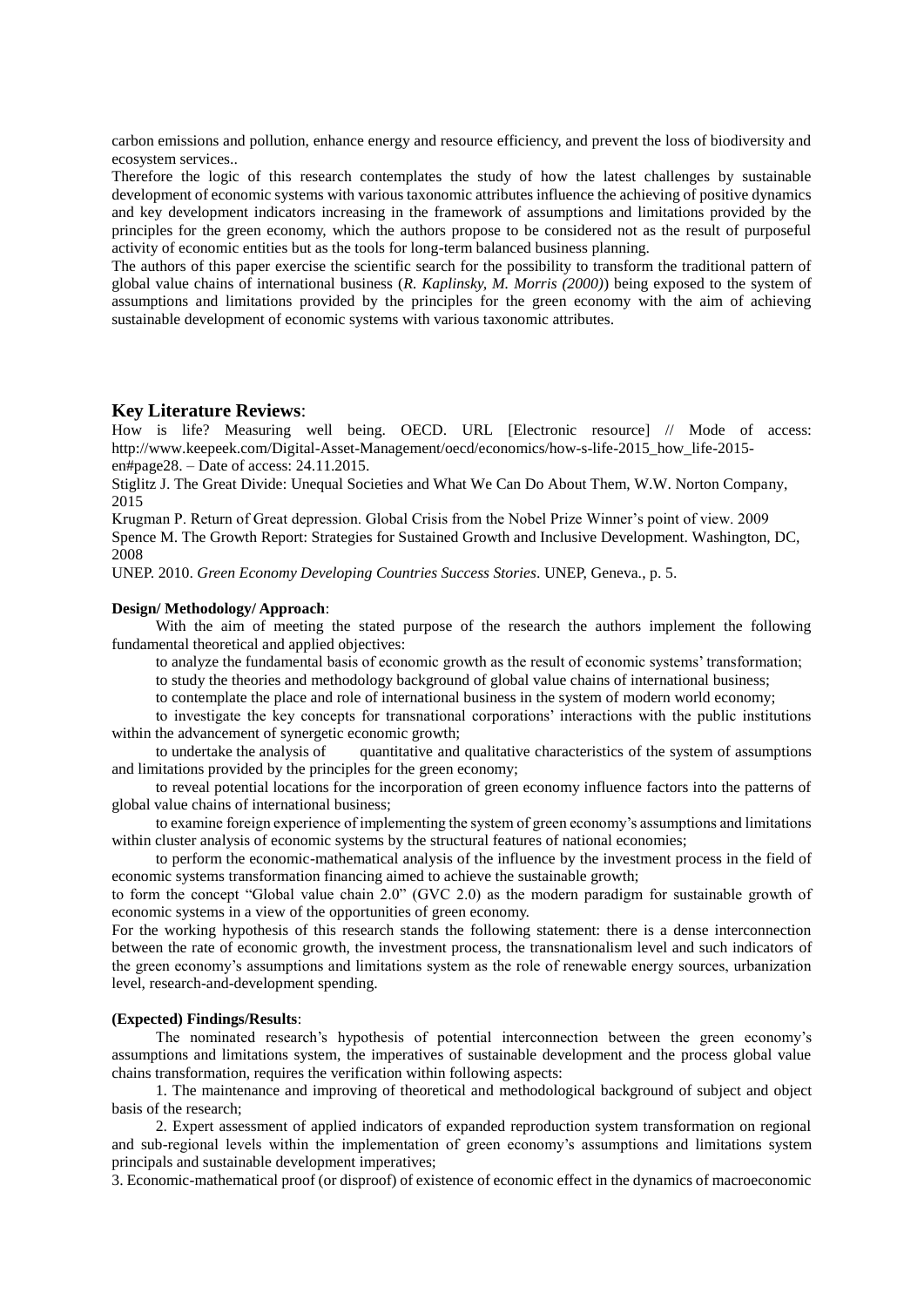carbon emissions and pollution, enhance energy and resource efficiency, and prevent the loss of biodiversity and ecosystem services..

Therefore the logic of this research contemplates the study of how the latest challenges by sustainable development of economic systems with various taxonomic attributes influence the achieving of positive dynamics and key development indicators increasing in the framework of assumptions and limitations provided by the principles for the green economy, which the authors propose to be considered not as the result of purposeful activity of economic entities but as the tools for long-term balanced business planning.

The authors of this paper exercise the scientific search for the possibility to transform the traditional pattern of global value chains of international business (*R. Kaplinsky, M. Morris (2000)*) being exposed to the system of assumptions and limitations provided by the principles for the green economy with the aim of achieving sustainable development of economic systems with various taxonomic attributes.

## Key Literature Reviews:

How is life? Measuring well being. OECD. URL [Electronic resource] // Mode of access: http://www.keepeek.com/Digital-Asset-Management/oecd/economics/how-s-life-2015_how_life-2015-en#page28. – Date of access: 24.11.2015.

Stiglitz J. The Great Divide: Unequal Societies and What We Can Do About Them, W.W. Norton Company, 2015

Krugman P. Return of Great depression. Global Crisis from the Nobel Prize Winner's point of view. 2009

Spence M. The Growth Report: Strategies for Sustained Growth and Inclusive Development. Washington, DC, 2008

UNEP. 2010. *Green Economy Developing Countries Success Stories*. UNEP, Geneva., p. 5.

**Design/ Methodology/ Approach**:

With the aim of meeting the stated purpose of the research the authors implement the following fundamental theoretical and applied objectives:

to analyze the fundamental basis of economic growth as the result of economic systems' transformation;

to study the theories and methodology background of global value chains of international business;

to contemplate the place and role of international business in the system of modern world economy;

to investigate the key concepts for transnational corporations' interactions with the public institutions within the advancement of synergetic economic growth;

to undertake the analysis of quantitative and qualitative characteristics of the system of assumptions and limitations provided by the principles for the green economy;

to reveal potential locations for the incorporation of green economy influence factors into the patterns of global value chains of international business;

to examine foreign experience of implementing the system of green economy's assumptions and limitations within cluster analysis of economic systems by the structural features of national economies;

to perform the economic-mathematical analysis of the influence by the investment process in the field of economic systems transformation financing aimed to achieve the sustainable growth;

to form the concept "Global value chain 2.0" (GVC 2.0) as the modern paradigm for sustainable growth of economic systems in a view of the opportunities of green economy.

For the working hypothesis of this research stands the following statement: there is a dense interconnection between the rate of economic growth, the investment process, the transnationalism level and such indicators of the green economy's assumptions and limitations system as the role of renewable energy sources, urbanization level, research-and-development spending.

**(Expected) Findings/Results**:

The nominated research's hypothesis of potential interconnection between the green economy's assumptions and limitations system, the imperatives of sustainable development and the process global value chains transformation, requires the verification within following aspects:

1. The maintenance and improving of theoretical and methodological background of subject and object basis of the research;

2. Expert assessment of applied indicators of expanded reproduction system transformation on regional and sub-regional levels within the implementation of green economy's assumptions and limitations system principals and sustainable development imperatives;

3. Economic-mathematical proof (or disproof) of existence of economic effect in the dynamics of macroeconomic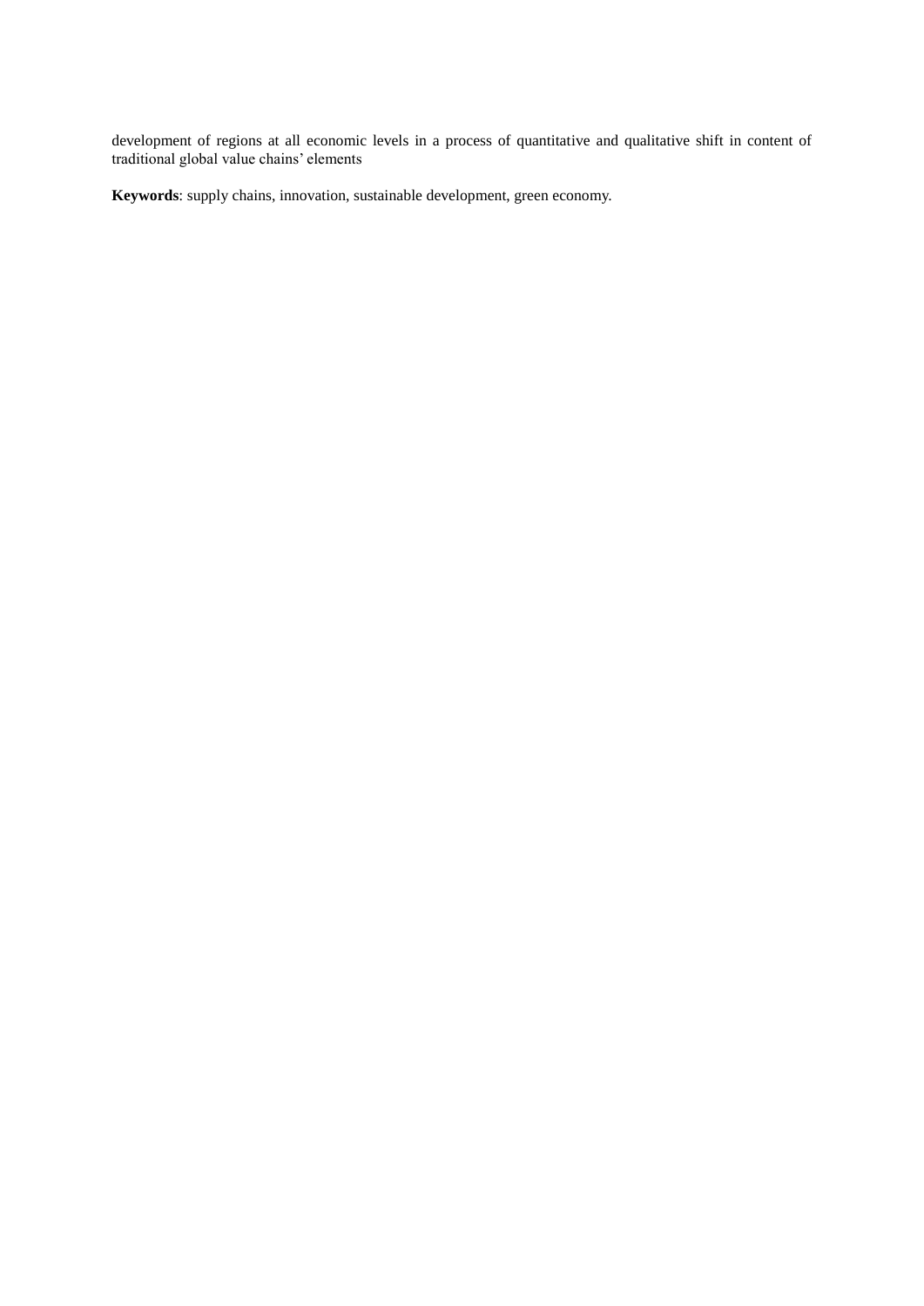development of regions at all economic levels in a process of quantitative and qualitative shift in content of traditional global value chains' elements

**Keywords**: supply chains, innovation, sustainable development, green economy.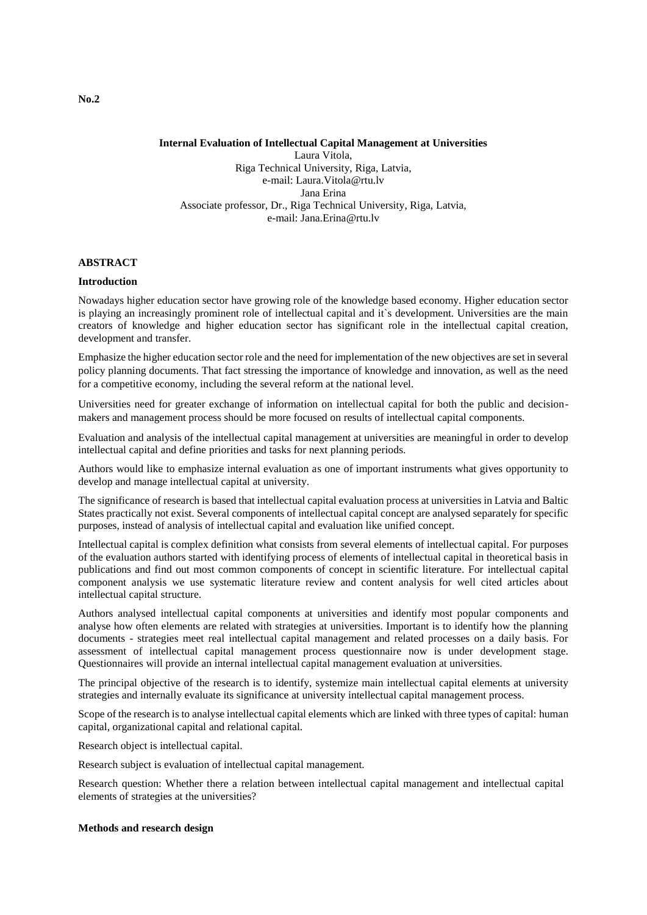**No.2**

**Internal Evaluation of Intellectual Capital Management at Universities**

Laura Vitola,
Riga Technical University, Riga, Latvia,
e-mail: Laura.Vitola@rtu.lv
Jana Erina
Associate professor, Dr., Riga Technical University, Riga, Latvia,
e-mail: Jana.Erina@rtu.lv

**ABSTRACT**

**Introduction**

Nowadays higher education sector have growing role of the knowledge based economy. Higher education sector is playing an increasingly prominent role of intellectual capital and it`s development. Universities are the main creators of knowledge and higher education sector has significant role in the intellectual capital creation, development and transfer.

Emphasize the higher education sector role and the need for implementation of the new objectives are set in several policy planning documents. That fact stressing the importance of knowledge and innovation, as well as the need for a competitive economy, including the several reform at the national level.

Universities need for greater exchange of information on intellectual capital for both the public and decision-makers and management process should be more focused on results of intellectual capital components.

Evaluation and analysis of the intellectual capital management at universities are meaningful in order to develop intellectual capital and define priorities and tasks for next planning periods.

Authors would like to emphasize internal evaluation as one of important instruments what gives opportunity to develop and manage intellectual capital at university.

The significance of research is based that intellectual capital evaluation process at universities in Latvia and Baltic States practically not exist. Several components of intellectual capital concept are analysed separately for specific purposes, instead of analysis of intellectual capital and evaluation like unified concept.

Intellectual capital is complex definition what consists from several elements of intellectual capital. For purposes of the evaluation authors started with identifying process of elements of intellectual capital in theoretical basis in publications and find out most common components of concept in scientific literature. For intellectual capital component analysis we use systematic literature review and content analysis for well cited articles about intellectual capital structure.

Authors analysed intellectual capital components at universities and identify most popular components and analyse how often elements are related with strategies at universities. Important is to identify how the planning documents - strategies meet real intellectual capital management and related processes on a daily basis. For assessment of intellectual capital management process questionnaire now is under development stage. Questionnaires will provide an internal intellectual capital management evaluation at universities.

The principal objective of the research is to identify, systemize main intellectual capital elements at university strategies and internally evaluate its significance at university intellectual capital management process.

Scope of the research is to analyse intellectual capital elements which are linked with three types of capital: human capital, organizational capital and relational capital.

Research object is intellectual capital.

Research subject is evaluation of intellectual capital management.

Research question: Whether there a relation between intellectual capital management and intellectual capital elements of strategies at the universities?

**Methods and research design**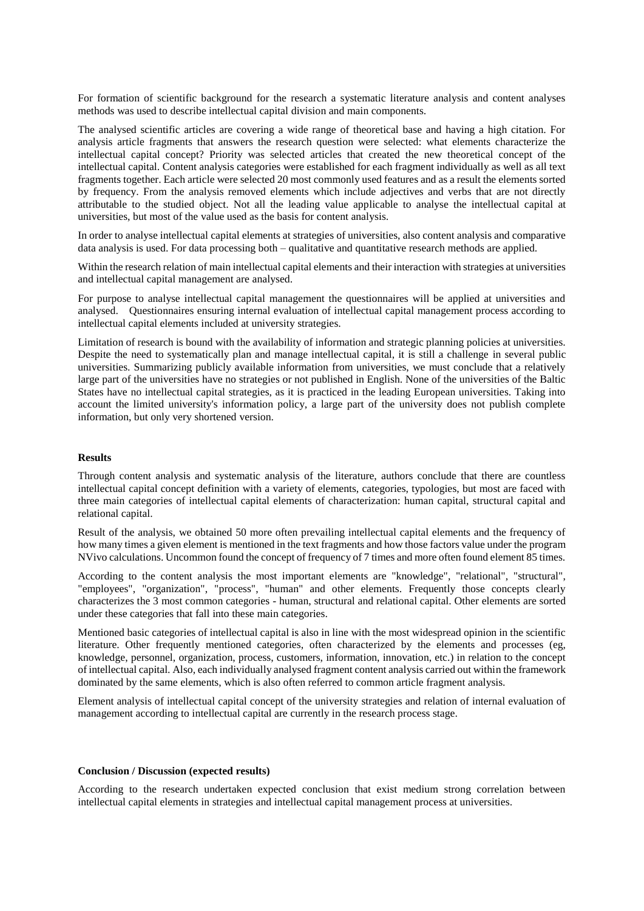For formation of scientific background for the research a systematic literature analysis and content analyses methods was used to describe intellectual capital division and main components.

The analysed scientific articles are covering a wide range of theoretical base and having a high citation. For analysis article fragments that answers the research question were selected: what elements characterize the intellectual capital concept? Priority was selected articles that created the new theoretical concept of the intellectual capital. Content analysis categories were established for each fragment individually as well as all text fragments together. Each article were selected 20 most commonly used features and as a result the elements sorted by frequency. From the analysis removed elements which include adjectives and verbs that are not directly attributable to the studied object. Not all the leading value applicable to analyse the intellectual capital at universities, but most of the value used as the basis for content analysis.

In order to analyse intellectual capital elements at strategies of universities, also content analysis and comparative data analysis is used. For data processing both – qualitative and quantitative research methods are applied.

Within the research relation of main intellectual capital elements and their interaction with strategies at universities and intellectual capital management are analysed.

For purpose to analyse intellectual capital management the questionnaires will be applied at universities and analysed. Questionnaires ensuring internal evaluation of intellectual capital management process according to intellectual capital elements included at university strategies.

Limitation of research is bound with the availability of information and strategic planning policies at universities. Despite the need to systematically plan and manage intellectual capital, it is still a challenge in several public universities. Summarizing publicly available information from universities, we must conclude that a relatively large part of the universities have no strategies or not published in English. None of the universities of the Baltic States have no intellectual capital strategies, as it is practiced in the leading European universities. Taking into account the limited university's information policy, a large part of the university does not publish complete information, but only very shortened version.

**Results**

Through content analysis and systematic analysis of the literature, authors conclude that there are countless intellectual capital concept definition with a variety of elements, categories, typologies, but most are faced with three main categories of intellectual capital elements of characterization: human capital, structural capital and relational capital.

Result of the analysis, we obtained 50 more often prevailing intellectual capital elements and the frequency of how many times a given element is mentioned in the text fragments and how those factors value under the program NVivo calculations. Uncommon found the concept of frequency of 7 times and more often found element 85 times.

According to the content analysis the most important elements are "knowledge", "relational", "structural", "employees", "organization", "process", "human" and other elements. Frequently those concepts clearly characterizes the 3 most common categories - human, structural and relational capital. Other elements are sorted under these categories that fall into these main categories.

Mentioned basic categories of intellectual capital is also in line with the most widespread opinion in the scientific literature. Other frequently mentioned categories, often characterized by the elements and processes (eg, knowledge, personnel, organization, process, customers, information, innovation, etc.) in relation to the concept of intellectual capital. Also, each individually analysed fragment content analysis carried out within the framework dominated by the same elements, which is also often referred to common article fragment analysis.

Element analysis of intellectual capital concept of the university strategies and relation of internal evaluation of management according to intellectual capital are currently in the research process stage.

**Conclusion / Discussion (expected results)**

According to the research undertaken expected conclusion that exist medium strong correlation between intellectual capital elements in strategies and intellectual capital management process at universities.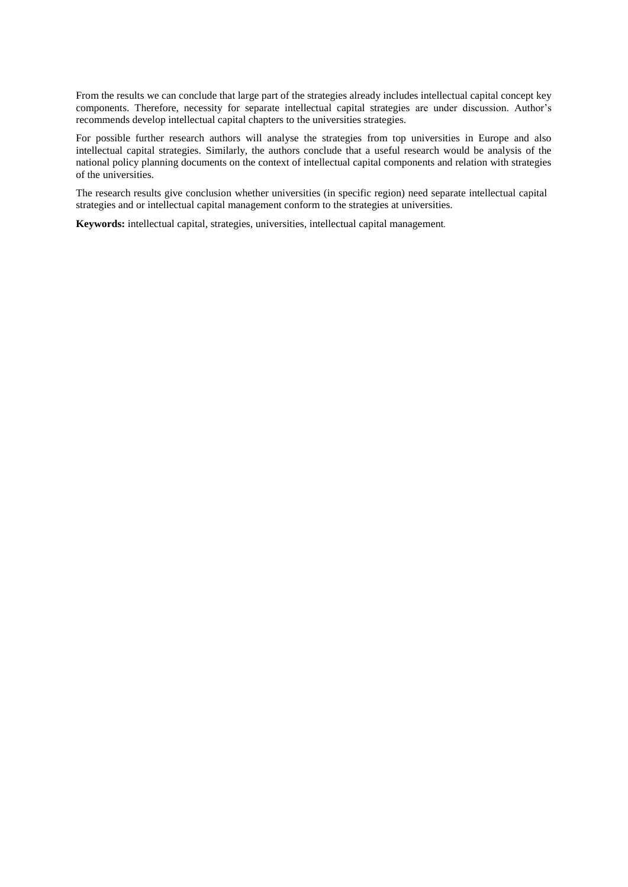From the results we can conclude that large part of the strategies already includes intellectual capital concept key components. Therefore, necessity for separate intellectual capital strategies are under discussion. Author's recommends develop intellectual capital chapters to the universities strategies.

For possible further research authors will analyse the strategies from top universities in Europe and also intellectual capital strategies. Similarly, the authors conclude that a useful research would be analysis of the national policy planning documents on the context of intellectual capital components and relation with strategies of the universities.

The research results give conclusion whether universities (in specific region) need separate intellectual capital strategies and or intellectual capital management conform to the strategies at universities.

**Keywords:** intellectual capital, strategies, universities, intellectual capital management.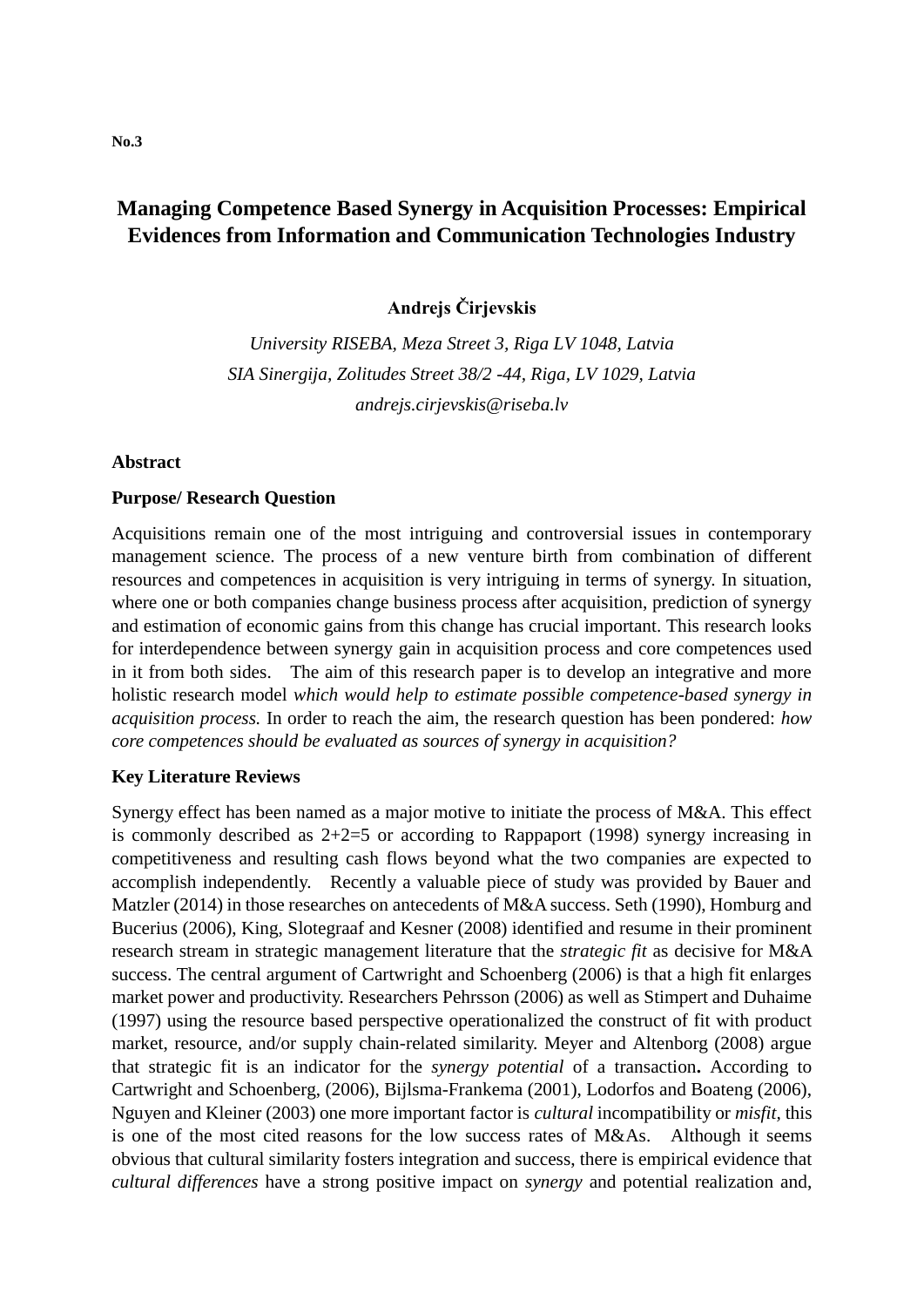No.3

# Managing Competence Based Synergy in Acquisition Processes: Empirical Evidences from Information and Communication Technologies Industry

**Andrejs Čirjevskis**

*University RISEBA, Meza Street 3, Riga LV 1048, Latvia*

*SIA Sinergija, Zolitudes Street 38/2 -44, Riga, LV 1029, Latvia*

*andrejs.cirjevskis@riseba.lv*

## Abstract

### Purpose/ Research Question

Acquisitions remain one of the most intriguing and controversial issues in contemporary management science. The process of a new venture birth from combination of different resources and competences in acquisition is very intriguing in terms of synergy. In situation, where one or both companies change business process after acquisition, prediction of synergy and estimation of economic gains from this change has crucial important. This research looks for interdependence between synergy gain in acquisition process and core competences used in it from both sides. The aim of this research paper is to develop an integrative and more holistic research model *which would help to estimate possible competence-based synergy in acquisition process.* In order to reach the aim, the research question has been pondered: *how core competences should be evaluated as sources of synergy in acquisition?*

### Key Literature Reviews

Synergy effect has been named as a major motive to initiate the process of M&A. This effect is commonly described as 2+2=5 or according to Rappaport (1998) synergy increasing in competitiveness and resulting cash flows beyond what the two companies are expected to accomplish independently. Recently a valuable piece of study was provided by Bauer and Matzler (2014) in those researches on antecedents of M&A success. Seth (1990), Homburg and Bucerius (2006), King, Slotegraaf and Kesner (2008) identified and resume in their prominent research stream in strategic management literature that the *strategic fit* as decisive for M&A success. The central argument of Cartwright and Schoenberg (2006) is that a high fit enlarges market power and productivity. Researchers Pehrsson (2006) as well as Stimpert and Duhaime (1997) using the resource based perspective operationalized the construct of fit with product market, resource, and/or supply chain-related similarity. Meyer and Altenborg (2008) argue that strategic fit is an indicator for the *synergy potential* of a transaction**.** According to Cartwright and Schoenberg, (2006), Bijlsma-Frankema (2001), Lodorfos and Boateng (2006), Nguyen and Kleiner (2003) one more important factor is *cultural* incompatibility or *misfit,* this is one of the most cited reasons for the low success rates of M&As. Although it seems obvious that cultural similarity fosters integration and success, there is empirical evidence that *cultural differences* have a strong positive impact on *synergy* and potential realization and,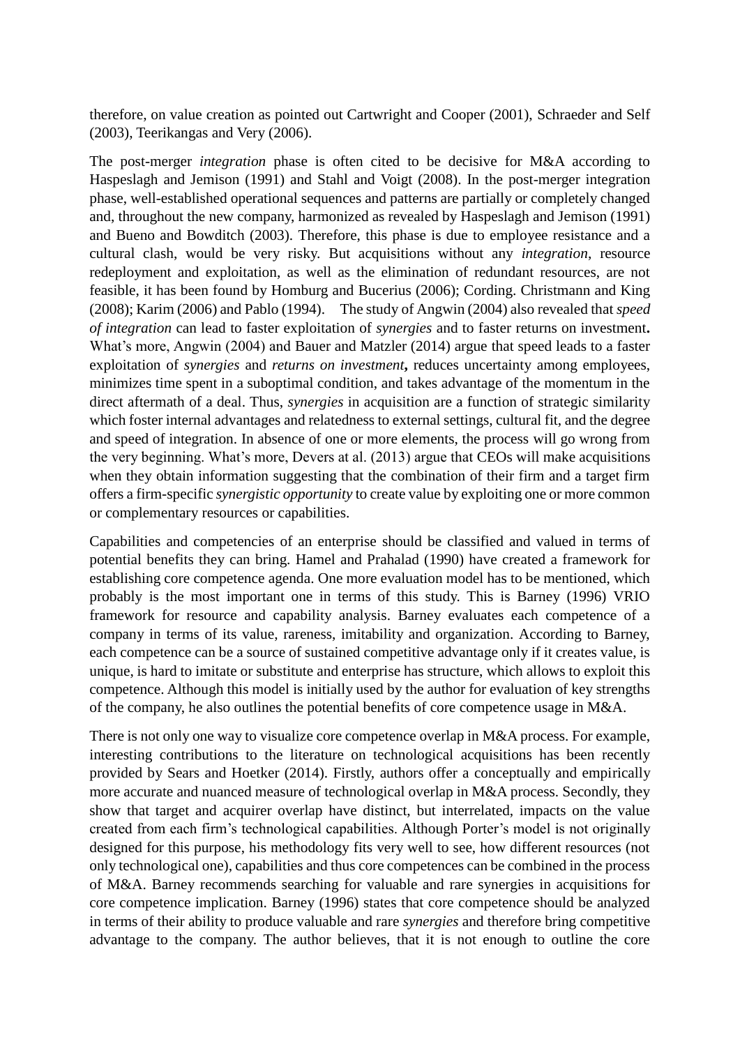therefore, on value creation as pointed out Cartwright and Cooper (2001), Schraeder and Self (2003), Teerikangas and Very (2006).

The post-merger *integration* phase is often cited to be decisive for M&A according to Haspeslagh and Jemison (1991) and Stahl and Voigt (2008). In the post-merger integration phase, well-established operational sequences and patterns are partially or completely changed and, throughout the new company, harmonized as revealed by Haspeslagh and Jemison (1991) and Bueno and Bowditch (2003). Therefore, this phase is due to employee resistance and a cultural clash, would be very risky. But acquisitions without any *integration*, resource redeployment and exploitation, as well as the elimination of redundant resources, are not feasible, it has been found by Homburg and Bucerius (2006); Cording. Christmann and King (2008); Karim (2006) and Pablo (1994). The study of Angwin (2004) also revealed that *speed of integration* can lead to faster exploitation of *synergies* and to faster returns on investment**.** What's more, Angwin (2004) and Bauer and Matzler (2014) argue that speed leads to a faster exploitation of *synergies* and *returns on investment***,** reduces uncertainty among employees, minimizes time spent in a suboptimal condition, and takes advantage of the momentum in the direct aftermath of a deal. Thus, *synergies* in acquisition are a function of strategic similarity which foster internal advantages and relatedness to external settings, cultural fit, and the degree and speed of integration. In absence of one or more elements, the process will go wrong from the very beginning. What's more, Devers at al. (2013) argue that CEOs will make acquisitions when they obtain information suggesting that the combination of their firm and a target firm offers a firm-specific *synergistic opportunity* to create value by exploiting one or more common or complementary resources or capabilities.

Capabilities and competencies of an enterprise should be classified and valued in terms of potential benefits they can bring. Hamel and Prahalad (1990) have created a framework for establishing core competence agenda. One more evaluation model has to be mentioned, which probably is the most important one in terms of this study. This is Barney (1996) VRIO framework for resource and capability analysis. Barney evaluates each competence of a company in terms of its value, rareness, imitability and organization. According to Barney, each competence can be a source of sustained competitive advantage only if it creates value, is unique, is hard to imitate or substitute and enterprise has structure, which allows to exploit this competence. Although this model is initially used by the author for evaluation of key strengths of the company, he also outlines the potential benefits of core competence usage in M&A.

There is not only one way to visualize core competence overlap in M&A process. For example, interesting contributions to the literature on technological acquisitions has been recently provided by Sears and Hoetker (2014). Firstly, authors offer a conceptually and empirically more accurate and nuanced measure of technological overlap in M&A process. Secondly, they show that target and acquirer overlap have distinct, but interrelated, impacts on the value created from each firm's technological capabilities. Although Porter's model is not originally designed for this purpose, his methodology fits very well to see, how different resources (not only technological one), capabilities and thus core competences can be combined in the process of M&A. Barney recommends searching for valuable and rare synergies in acquisitions for core competence implication. Barney (1996) states that core competence should be analyzed in terms of their ability to produce valuable and rare *synergies* and therefore bring competitive advantage to the company. The author believes, that it is not enough to outline the core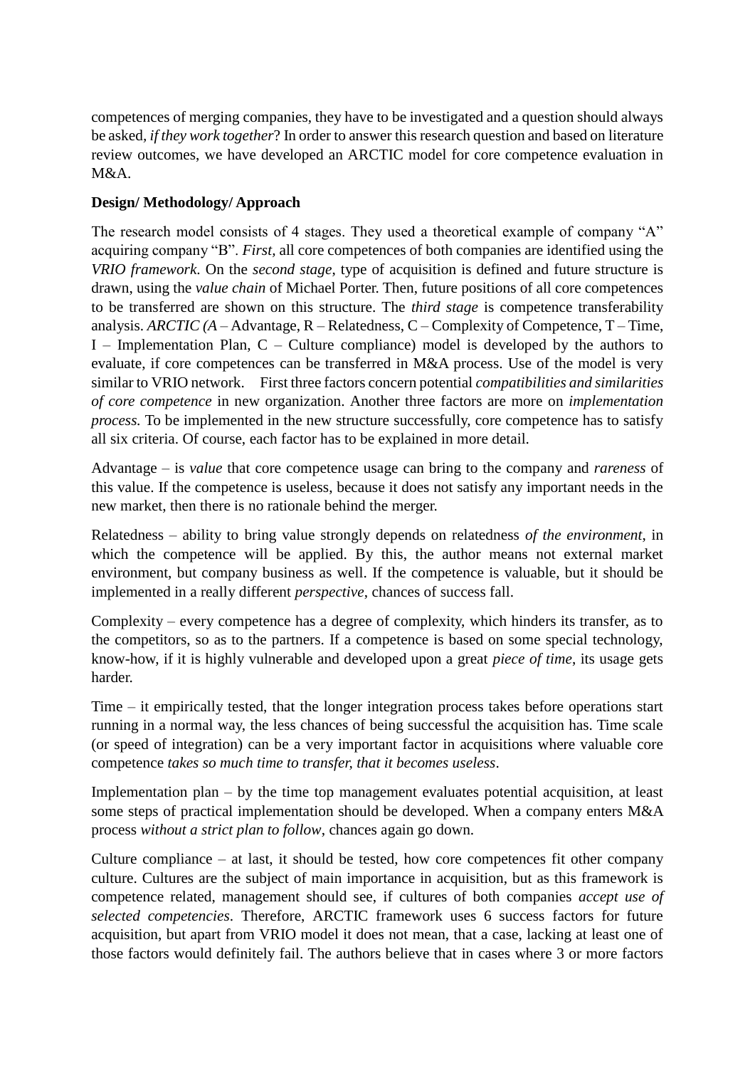competences of merging companies, they have to be investigated and a question should always be asked, *if they work together*? In order to answer this research question and based on literature review outcomes, we have developed an ARCTIC model for core competence evaluation in M&A.

**Design/ Methodology/ Approach**

The research model consists of 4 stages. They used a theoretical example of company "A" acquiring company "B". *First,* all core competences of both companies are identified using the *VRIO framework*. On the *second stage*, type of acquisition is defined and future structure is drawn, using the *value chain* of Michael Porter. Then, future positions of all core competences to be transferred are shown on this structure. The *third stage* is competence transferability analysis. *ARCTIC (A* – Advantage, R – Relatedness, C – Complexity of Competence, T – Time, I – Implementation Plan, C – Culture compliance) model is developed by the authors to evaluate, if core competences can be transferred in M&A process. Use of the model is very similar to VRIO network. First three factors concern potential *compatibilities and similarities of core competence* in new organization. Another three factors are more on *implementation process.* To be implemented in the new structure successfully, core competence has to satisfy all six criteria. Of course, each factor has to be explained in more detail.

Advantage – is *value* that core competence usage can bring to the company and *rareness* of this value. If the competence is useless, because it does not satisfy any important needs in the new market, then there is no rationale behind the merger.

Relatedness – ability to bring value strongly depends on relatedness *of the environment*, in which the competence will be applied. By this, the author means not external market environment, but company business as well. If the competence is valuable, but it should be implemented in a really different *perspective*, chances of success fall.

Complexity – every competence has a degree of complexity, which hinders its transfer, as to the competitors, so as to the partners. If a competence is based on some special technology, know-how, if it is highly vulnerable and developed upon a great *piece of time*, its usage gets harder.

Time – it empirically tested, that the longer integration process takes before operations start running in a normal way, the less chances of being successful the acquisition has. Time scale (or speed of integration) can be a very important factor in acquisitions where valuable core competence *takes so much time to transfer, that it becomes useless*.

Implementation plan – by the time top management evaluates potential acquisition, at least some steps of practical implementation should be developed. When a company enters M&A process *without a strict plan to follow*, chances again go down.

Culture compliance – at last, it should be tested, how core competences fit other company culture. Cultures are the subject of main importance in acquisition, but as this framework is competence related, management should see, if cultures of both companies *accept use of selected competencies*. Therefore, ARCTIC framework uses 6 success factors for future acquisition, but apart from VRIO model it does not mean, that a case, lacking at least one of those factors would definitely fail. The authors believe that in cases where 3 or more factors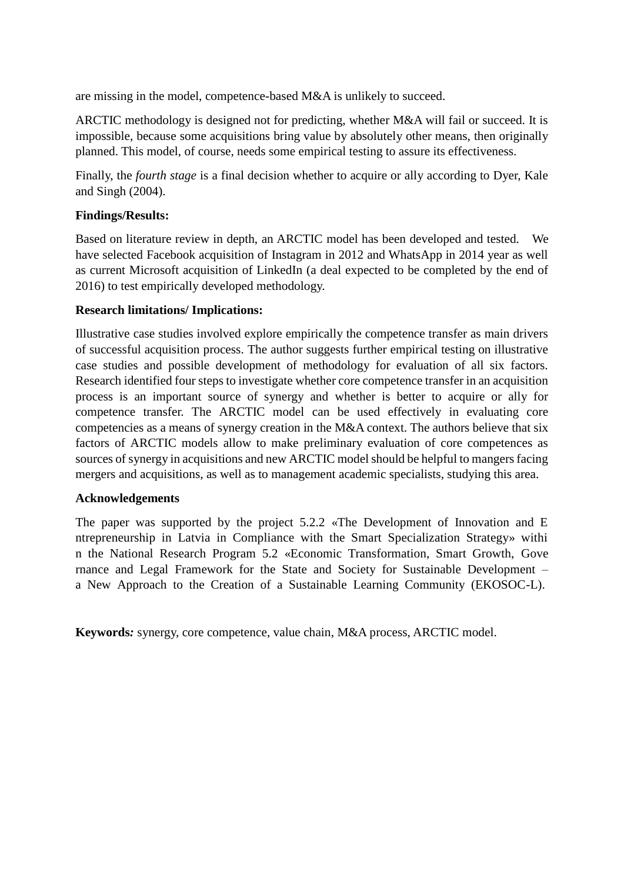are missing in the model, competence-based M&A is unlikely to succeed.

ARCTIC methodology is designed not for predicting, whether M&A will fail or succeed. It is impossible, because some acquisitions bring value by absolutely other means, then originally planned. This model, of course, needs some empirical testing to assure its effectiveness.

Finally, the *fourth stage* is a final decision whether to acquire or ally according to Dyer, Kale and Singh (2004).

**Findings/Results:**

Based on literature review in depth, an ARCTIC model has been developed and tested. We have selected Facebook acquisition of Instagram in 2012 and WhatsApp in 2014 year as well as current Microsoft acquisition of LinkedIn (a deal expected to be completed by the end of 2016) to test empirically developed methodology.

**Research limitations/ Implications:**

Illustrative case studies involved explore empirically the competence transfer as main drivers of successful acquisition process. The author suggests further empirical testing on illustrative case studies and possible development of methodology for evaluation of all six factors. Research identified four steps to investigate whether core competence transfer in an acquisition process is an important source of synergy and whether is better to acquire or ally for competence transfer. The ARCTIC model can be used effectively in evaluating core competencies as a means of synergy creation in the M&A context. The authors believe that six factors of ARCTIC models allow to make preliminary evaluation of core competences as sources of synergy in acquisitions and new ARCTIC model should be helpful to mangers facing mergers and acquisitions, as well as to management academic specialists, studying this area.

**Acknowledgements**

The paper was supported by the project 5.2.2 «The Development of Innovation and E ntrepreneurship in Latvia in Compliance with the Smart Specialization Strategy» withi n the National Research Program 5.2 «Economic Transformation, Smart Growth, Gove rnance and Legal Framework for the State and Society for Sustainable Development – a New Approach to the Creation of a Sustainable Learning Community (EKOSOC-L).

**Keywords*:*** synergy, core competence, value chain, M&A process, ARCTIC model.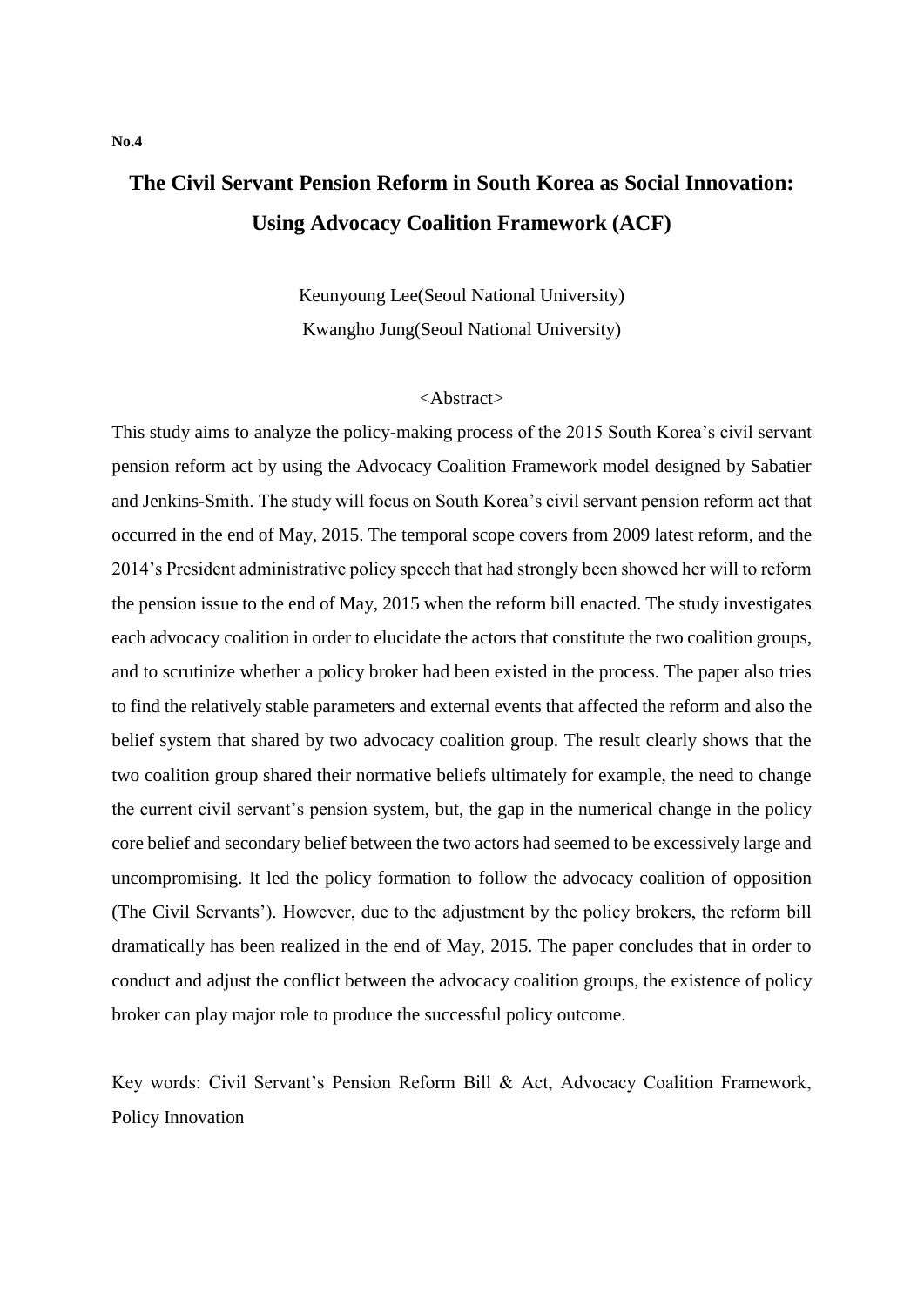**No.4**

# The Civil Servant Pension Reform in South Korea as Social Innovation: Using Advocacy Coalition Framework (ACF)

Keunyoung Lee(Seoul National University)
Kwangho Jung(Seoul National University)

<Abstract>

This study aims to analyze the policy-making process of the 2015 South Korea's civil servant pension reform act by using the Advocacy Coalition Framework model designed by Sabatier and Jenkins-Smith. The study will focus on South Korea's civil servant pension reform act that occurred in the end of May, 2015. The temporal scope covers from 2009 latest reform, and the 2014's President administrative policy speech that had strongly been showed her will to reform the pension issue to the end of May, 2015 when the reform bill enacted. The study investigates each advocacy coalition in order to elucidate the actors that constitute the two coalition groups, and to scrutinize whether a policy broker had been existed in the process. The paper also tries to find the relatively stable parameters and external events that affected the reform and also the belief system that shared by two advocacy coalition group. The result clearly shows that the two coalition group shared their normative beliefs ultimately for example, the need to change the current civil servant's pension system, but, the gap in the numerical change in the policy core belief and secondary belief between the two actors had seemed to be excessively large and uncompromising. It led the policy formation to follow the advocacy coalition of opposition (The Civil Servants'). However, due to the adjustment by the policy brokers, the reform bill dramatically has been realized in the end of May, 2015. The paper concludes that in order to conduct and adjust the conflict between the advocacy coalition groups, the existence of policy broker can play major role to produce the successful policy outcome.

Key words: Civil Servant's Pension Reform Bill & Act, Advocacy Coalition Framework, Policy Innovation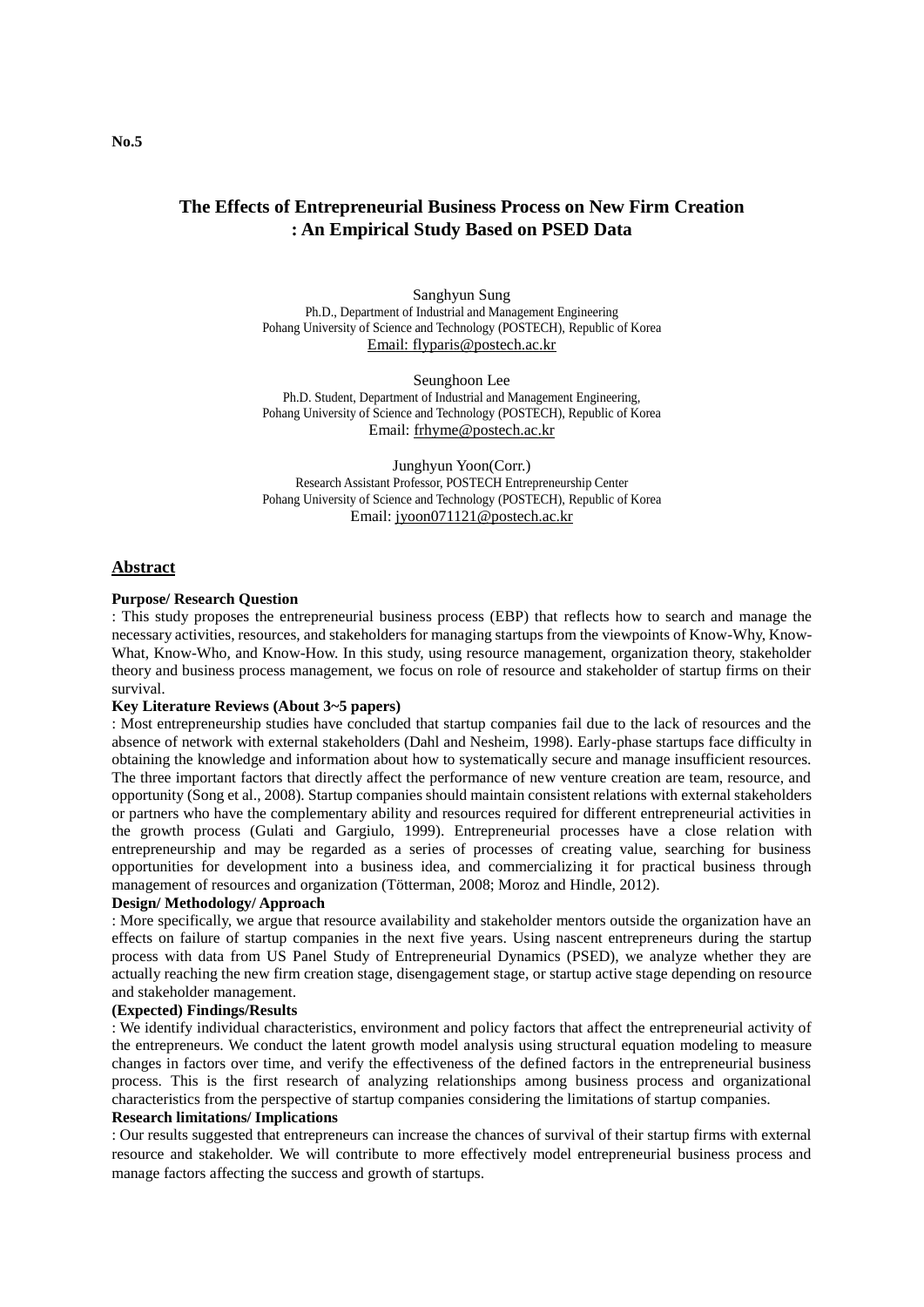**No.5**

# The Effects of Entrepreneurial Business Process on New Firm Creation : An Empirical Study Based on PSED Data

Sanghyun Sung
Ph.D., Department of Industrial and Management Engineering
Pohang University of Science and Technology (POSTECH), Republic of Korea
Email: flyparis@postech.ac.kr

Seunghoon Lee
Ph.D. Student, Department of Industrial and Management Engineering,
Pohang University of Science and Technology (POSTECH), Republic of Korea
Email: frhyme@postech.ac.kr

Junghyun Yoon(Corr.)
Research Assistant Professor, POSTECH Entrepreneurship Center
Pohang University of Science and Technology (POSTECH), Republic of Korea
Email: jyoon071121@postech.ac.kr

## Abstract

**Purpose/ Research Question**

: This study proposes the entrepreneurial business process (EBP) that reflects how to search and manage the necessary activities, resources, and stakeholders for managing startups from the viewpoints of Know-Why, Know-What, Know-Who, and Know-How. In this study, using resource management, organization theory, stakeholder theory and business process management, we focus on role of resource and stakeholder of startup firms on their survival.

**Key Literature Reviews (About 3~5 papers)**

: Most entrepreneurship studies have concluded that startup companies fail due to the lack of resources and the absence of network with external stakeholders (Dahl and Nesheim, 1998). Early-phase startups face difficulty in obtaining the knowledge and information about how to systematically secure and manage insufficient resources. The three important factors that directly affect the performance of new venture creation are team, resource, and opportunity (Song et al., 2008). Startup companies should maintain consistent relations with external stakeholders or partners who have the complementary ability and resources required for different entrepreneurial activities in the growth process (Gulati and Gargiulo, 1999). Entrepreneurial processes have a close relation with entrepreneurship and may be regarded as a series of processes of creating value, searching for business opportunities for development into a business idea, and commercializing it for practical business through management of resources and organization (Tötterman, 2008; Moroz and Hindle, 2012).

**Design/ Methodology/ Approach**

: More specifically, we argue that resource availability and stakeholder mentors outside the organization have an effects on failure of startup companies in the next five years. Using nascent entrepreneurs during the startup process with data from US Panel Study of Entrepreneurial Dynamics (PSED), we analyze whether they are actually reaching the new firm creation stage, disengagement stage, or startup active stage depending on resource and stakeholder management.

**(Expected) Findings/Results**

: We identify individual characteristics, environment and policy factors that affect the entrepreneurial activity of the entrepreneurs. We conduct the latent growth model analysis using structural equation modeling to measure changes in factors over time, and verify the effectiveness of the defined factors in the entrepreneurial business process. This is the first research of analyzing relationships among business process and organizational characteristics from the perspective of startup companies considering the limitations of startup companies.

**Research limitations/ Implications**

: Our results suggested that entrepreneurs can increase the chances of survival of their startup firms with external resource and stakeholder. We will contribute to more effectively model entrepreneurial business process and manage factors affecting the success and growth of startups.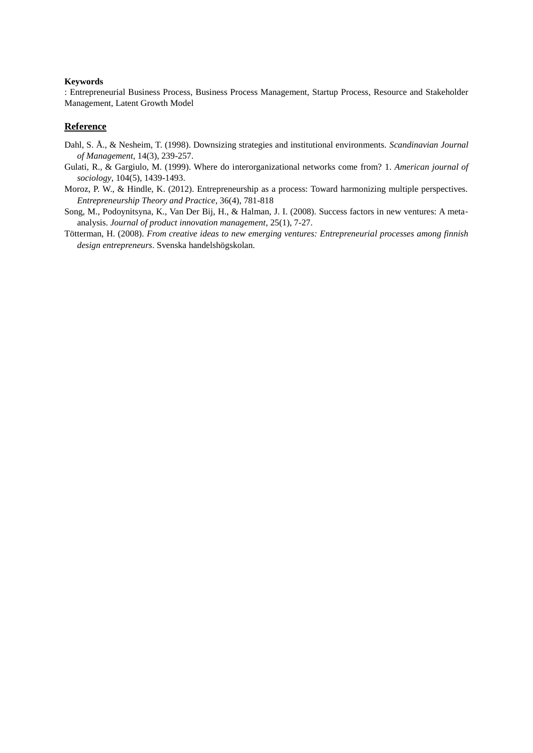**Keywords**

: Entrepreneurial Business Process, Business Process Management, Startup Process, Resource and Stakeholder Management, Latent Growth Model

## Reference

Dahl, S. Å., & Nesheim, T. (1998). Downsizing strategies and institutional environments. *Scandinavian Journal of Management*, 14(3), 239-257.

Gulati, R., & Gargiulo, M. (1999). Where do interorganizational networks come from? 1. *American journal of sociology*, 104(5), 1439-1493.

Moroz, P. W., & Hindle, K. (2012). Entrepreneurship as a process: Toward harmonizing multiple perspectives. *Entrepreneurship Theory and Practice*, 36(4), 781-818

Song, M., Podoynitsyna, K., Van Der Bij, H., & Halman, J. I. (2008). Success factors in new ventures: A meta-analysis. *Journal of product innovation management*, 25(1), 7-27.

Tötterman, H. (2008). *From creative ideas to new emerging ventures: Entrepreneurial processes among finnish design entrepreneurs*. Svenska handelshögskolan.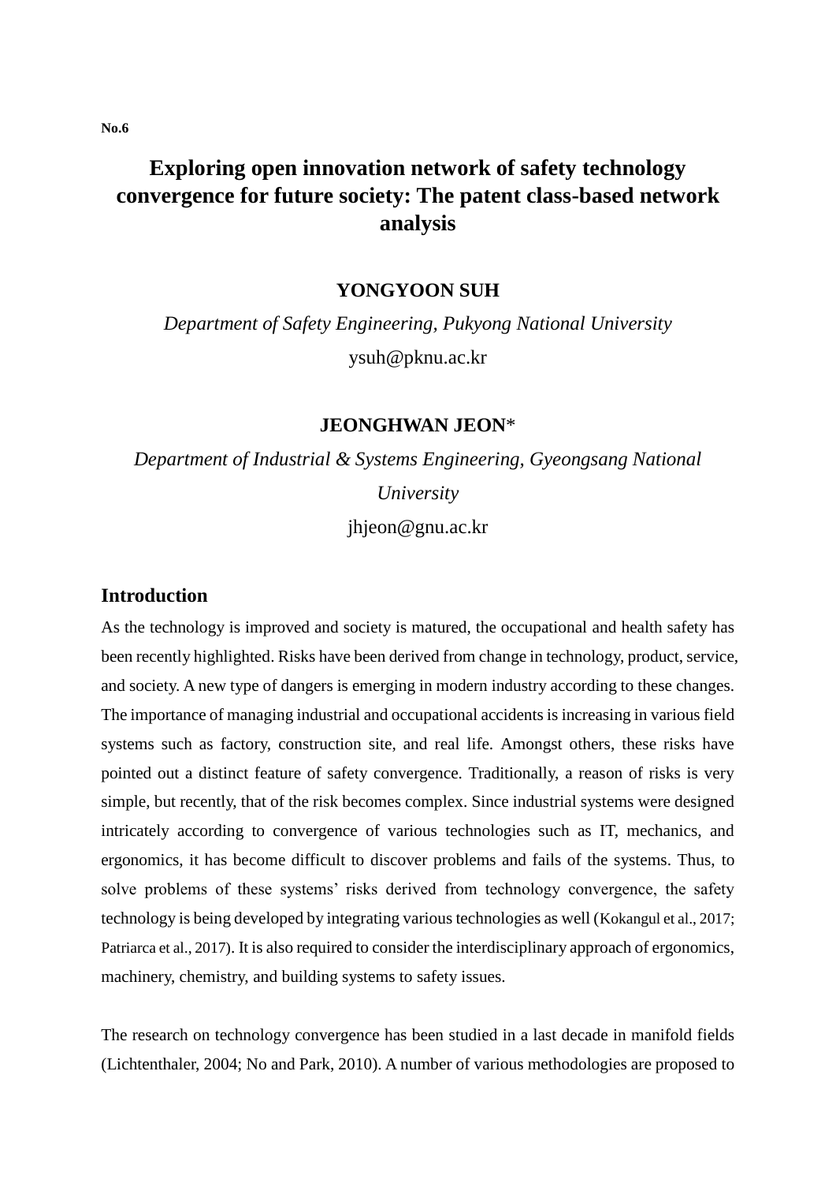No.6

# Exploring open innovation network of safety technology convergence for future society: The patent class-based network analysis

**YONGYOON SUH**

*Department of Safety Engineering, Pukyong National University*

ysuh@pknu.ac.kr

**JEONGHWAN JEON***

*Department of Industrial & Systems Engineering, Gyeongsang National University*

jhjeon@gnu.ac.kr

## Introduction

As the technology is improved and society is matured, the occupational and health safety has been recently highlighted. Risks have been derived from change in technology, product, service, and society. A new type of dangers is emerging in modern industry according to these changes. The importance of managing industrial and occupational accidents is increasing in various field systems such as factory, construction site, and real life. Amongst others, these risks have pointed out a distinct feature of safety convergence. Traditionally, a reason of risks is very simple, but recently, that of the risk becomes complex. Since industrial systems were designed intricately according to convergence of various technologies such as IT, mechanics, and ergonomics, it has become difficult to discover problems and fails of the systems. Thus, to solve problems of these systems' risks derived from technology convergence, the safety technology is being developed by integrating various technologies as well (Kokangul et al., 2017; Patriarca et al., 2017). It is also required to consider the interdisciplinary approach of ergonomics, machinery, chemistry, and building systems to safety issues.

The research on technology convergence has been studied in a last decade in manifold fields (Lichtenthaler, 2004; No and Park, 2010). A number of various methodologies are proposed to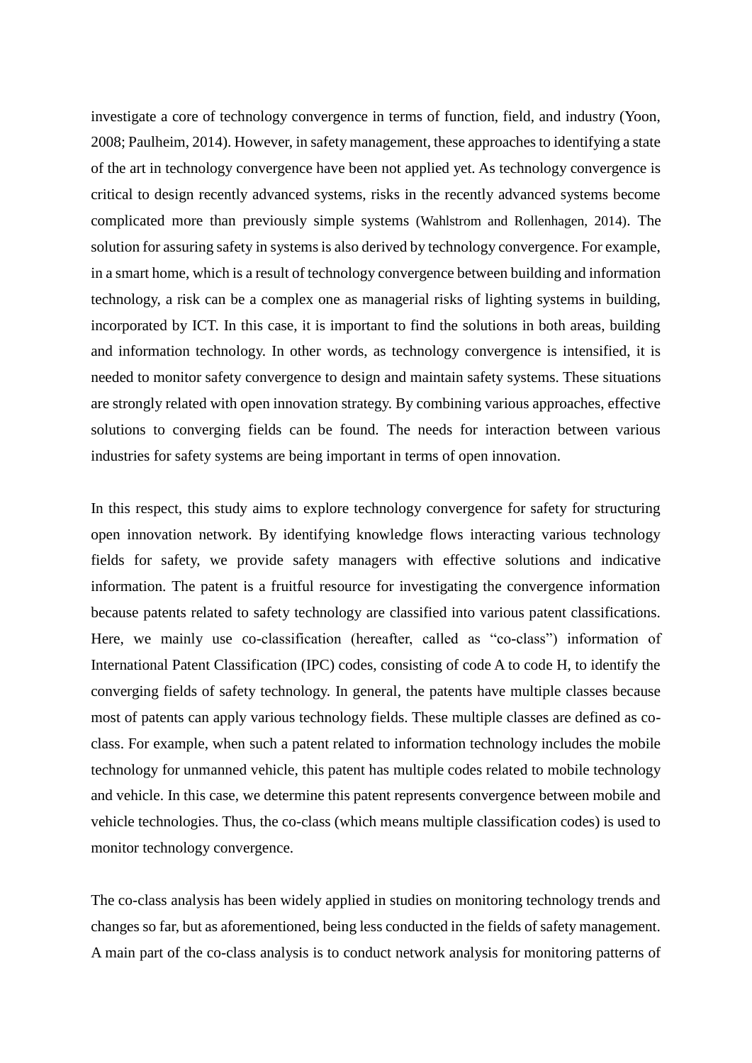investigate a core of technology convergence in terms of function, field, and industry (Yoon, 2008; Paulheim, 2014). However, in safety management, these approaches to identifying a state of the art in technology convergence have been not applied yet. As technology convergence is critical to design recently advanced systems, risks in the recently advanced systems become complicated more than previously simple systems (Wahlstrom and Rollenhagen, 2014). The solution for assuring safety in systems is also derived by technology convergence. For example, in a smart home, which is a result of technology convergence between building and information technology, a risk can be a complex one as managerial risks of lighting systems in building, incorporated by ICT. In this case, it is important to find the solutions in both areas, building and information technology. In other words, as technology convergence is intensified, it is needed to monitor safety convergence to design and maintain safety systems. These situations are strongly related with open innovation strategy. By combining various approaches, effective solutions to converging fields can be found. The needs for interaction between various industries for safety systems are being important in terms of open innovation.

In this respect, this study aims to explore technology convergence for safety for structuring open innovation network. By identifying knowledge flows interacting various technology fields for safety, we provide safety managers with effective solutions and indicative information. The patent is a fruitful resource for investigating the convergence information because patents related to safety technology are classified into various patent classifications. Here, we mainly use co-classification (hereafter, called as "co-class") information of International Patent Classification (IPC) codes, consisting of code A to code H, to identify the converging fields of safety technology. In general, the patents have multiple classes because most of patents can apply various technology fields. These multiple classes are defined as co-class. For example, when such a patent related to information technology includes the mobile technology for unmanned vehicle, this patent has multiple codes related to mobile technology and vehicle. In this case, we determine this patent represents convergence between mobile and vehicle technologies. Thus, the co-class (which means multiple classification codes) is used to monitor technology convergence.

The co-class analysis has been widely applied in studies on monitoring technology trends and changes so far, but as aforementioned, being less conducted in the fields of safety management. A main part of the co-class analysis is to conduct network analysis for monitoring patterns of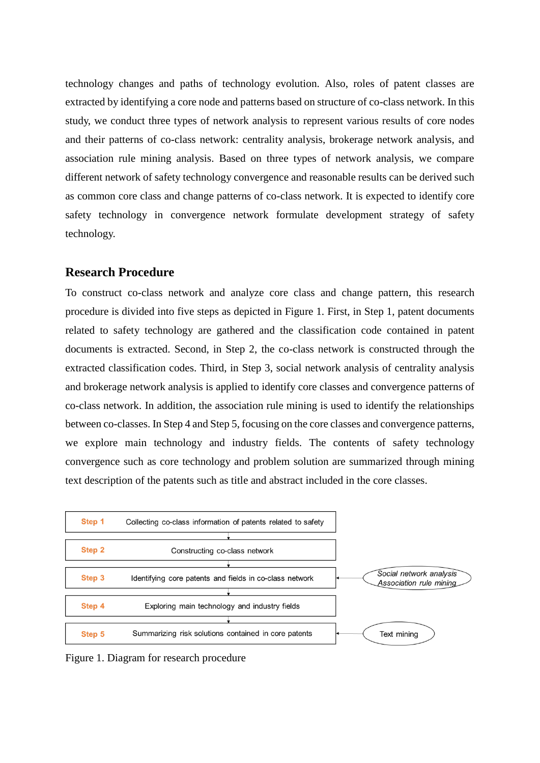technology changes and paths of technology evolution. Also, roles of patent classes are extracted by identifying a core node and patterns based on structure of co-class network. In this study, we conduct three types of network analysis to represent various results of core nodes and their patterns of co-class network: centrality analysis, brokerage network analysis, and association rule mining analysis. Based on three types of network analysis, we compare different network of safety technology convergence and reasonable results can be derived such as common core class and change patterns of co-class network. It is expected to identify core safety technology in convergence network formulate development strategy of safety technology.

## Research Procedure

To construct co-class network and analyze core class and change pattern, this research procedure is divided into five steps as depicted in Figure 1. First, in Step 1, patent documents related to safety technology are gathered and the classification code contained in patent documents is extracted. Second, in Step 2, the co-class network is constructed through the extracted classification codes. Third, in Step 3, social network analysis of centrality analysis and brokerage network analysis is applied to identify core classes and convergence patterns of co-class network. In addition, the association rule mining is used to identify the relationships between co-classes. In Step 4 and Step 5, focusing on the core classes and convergence patterns, we explore main technology and industry fields. The contents of safety technology convergence such as core technology and problem solution are summarized through mining text description of the patents such as title and abstract included in the core classes.

| Step | Description | Method |
|---|---|---|
| Step 1 | Collecting co-class information of patents related to safety | |
| Step 2 | Constructing co-class network | |
| Step 3 | Identifying core patents and fields in co-class network | *Social network analysis, Association rule mining* |
| Step 4 | Exploring main technology and industry fields | |
| Step 5 | Summarizing risk solutions contained in core patents | Text mining |

Figure 1. Diagram for research procedure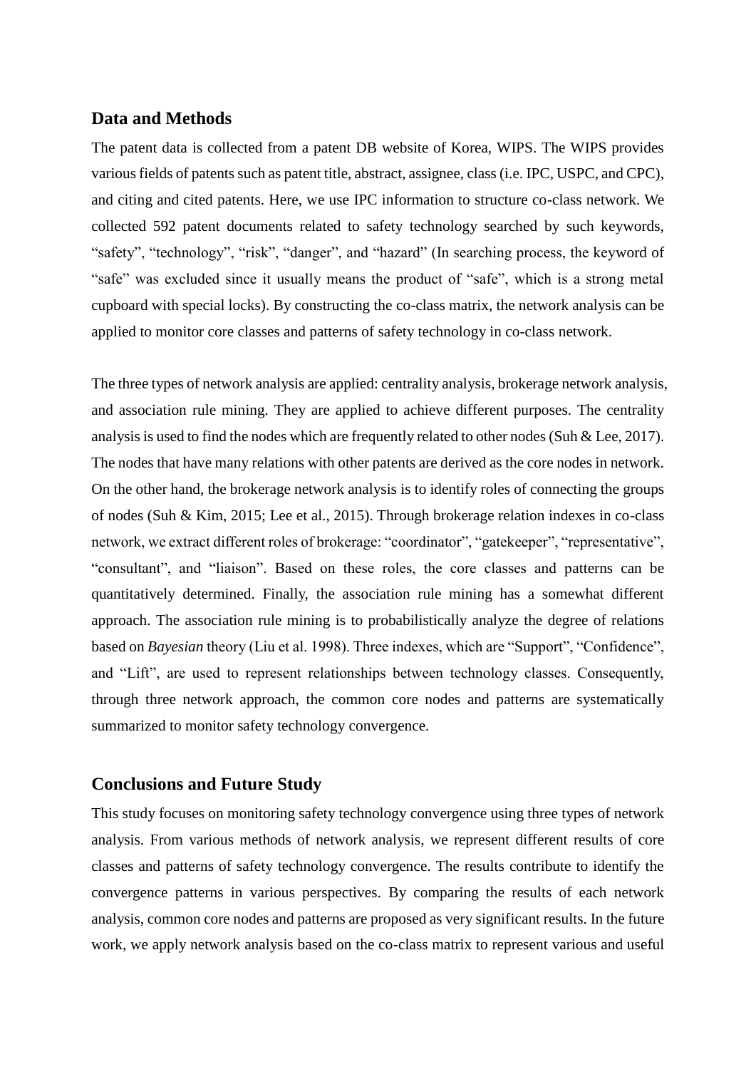## Data and Methods

The patent data is collected from a patent DB website of Korea, WIPS. The WIPS provides various fields of patents such as patent title, abstract, assignee, class (i.e. IPC, USPC, and CPC), and citing and cited patents. Here, we use IPC information to structure co-class network. We collected 592 patent documents related to safety technology searched by such keywords, "safety", "technology", "risk", "danger", and "hazard" (In searching process, the keyword of "safe" was excluded since it usually means the product of "safe", which is a strong metal cupboard with special locks). By constructing the co-class matrix, the network analysis can be applied to monitor core classes and patterns of safety technology in co-class network.

The three types of network analysis are applied: centrality analysis, brokerage network analysis, and association rule mining. They are applied to achieve different purposes. The centrality analysis is used to find the nodes which are frequently related to other nodes (Suh & Lee, 2017). The nodes that have many relations with other patents are derived as the core nodes in network. On the other hand, the brokerage network analysis is to identify roles of connecting the groups of nodes (Suh & Kim, 2015; Lee et al., 2015). Through brokerage relation indexes in co-class network, we extract different roles of brokerage: "coordinator", "gatekeeper", "representative", "consultant", and "liaison". Based on these roles, the core classes and patterns can be quantitatively determined. Finally, the association rule mining has a somewhat different approach. The association rule mining is to probabilistically analyze the degree of relations based on *Bayesian* theory (Liu et al. 1998). Three indexes, which are "Support", "Confidence", and "Lift", are used to represent relationships between technology classes. Consequently, through three network approach, the common core nodes and patterns are systematically summarized to monitor safety technology convergence.

## Conclusions and Future Study

This study focuses on monitoring safety technology convergence using three types of network analysis. From various methods of network analysis, we represent different results of core classes and patterns of safety technology convergence. The results contribute to identify the convergence patterns in various perspectives. By comparing the results of each network analysis, common core nodes and patterns are proposed as very significant results. In the future work, we apply network analysis based on the co-class matrix to represent various and useful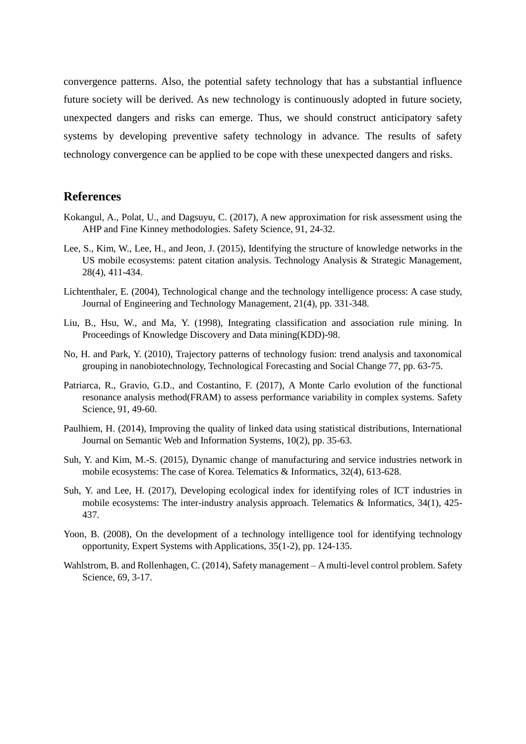convergence patterns. Also, the potential safety technology that has a substantial influence future society will be derived. As new technology is continuously adopted in future society, unexpected dangers and risks can emerge. Thus, we should construct anticipatory safety systems by developing preventive safety technology in advance. The results of safety technology convergence can be applied to be cope with these unexpected dangers and risks.

## References

Kokangul, A., Polat, U., and Dagsuyu, C. (2017), A new approximation for risk assessment using the AHP and Fine Kinney methodologies. Safety Science, 91, 24-32.

Lee, S., Kim, W., Lee, H., and Jeon, J. (2015), Identifying the structure of knowledge networks in the US mobile ecosystems: patent citation analysis. Technology Analysis & Strategic Management, 28(4), 411-434.

Lichtenthaler, E. (2004), Technological change and the technology intelligence process: A case study, Journal of Engineering and Technology Management, 21(4), pp. 331-348.

Liu, B., Hsu, W., and Ma, Y. (1998), Integrating classification and association rule mining. In Proceedings of Knowledge Discovery and Data mining(KDD)-98.

No, H. and Park, Y. (2010), Trajectory patterns of technology fusion: trend analysis and taxonomical grouping in nanobiotechnology, Technological Forecasting and Social Change 77, pp. 63-75.

Patriarca, R., Gravio, G.D., and Costantino, F. (2017), A Monte Carlo evolution of the functional resonance analysis method(FRAM) to assess performance variability in complex systems. Safety Science, 91, 49-60.

Paulhiem, H. (2014), Improving the quality of linked data using statistical distributions, International Journal on Semantic Web and Information Systems, 10(2), pp. 35-63.

Suh, Y. and Kim, M.-S. (2015), Dynamic change of manufacturing and service industries network in mobile ecosystems: The case of Korea. Telematics & Informatics, 32(4), 613-628.

Suh, Y. and Lee, H. (2017), Developing ecological index for identifying roles of ICT industries in mobile ecosystems: The inter-industry analysis approach. Telematics & Informatics, 34(1), 425-437.

Yoon, B. (2008), On the development of a technology intelligence tool for identifying technology opportunity, Expert Systems with Applications, 35(1-2), pp. 124-135.

Wahlstrom, B. and Rollenhagen, C. (2014), Safety management – A multi-level control problem. Safety Science, 69, 3-17.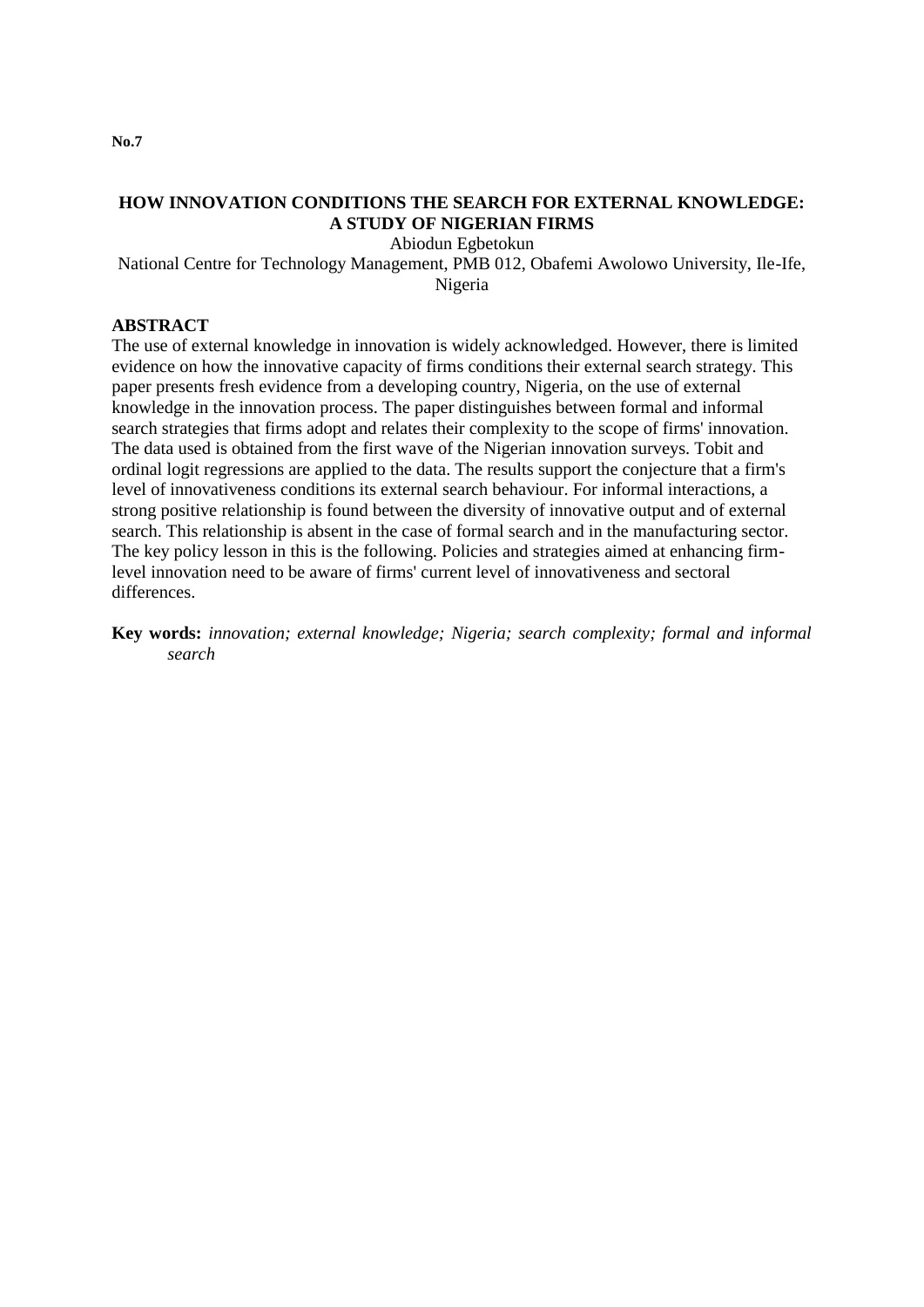**No.7**

# HOW INNOVATION CONDITIONS THE SEARCH FOR EXTERNAL KNOWLEDGE: A STUDY OF NIGERIAN FIRMS

Abiodun Egbetokun

National Centre for Technology Management, PMB 012, Obafemi Awolowo University, Ile-Ife, Nigeria

## ABSTRACT

The use of external knowledge in innovation is widely acknowledged. However, there is limited evidence on how the innovative capacity of firms conditions their external search strategy. This paper presents fresh evidence from a developing country, Nigeria, on the use of external knowledge in the innovation process. The paper distinguishes between formal and informal search strategies that firms adopt and relates their complexity to the scope of firms' innovation. The data used is obtained from the first wave of the Nigerian innovation surveys. Tobit and ordinal logit regressions are applied to the data. The results support the conjecture that a firm's level of innovativeness conditions its external search behaviour. For informal interactions, a strong positive relationship is found between the diversity of innovative output and of external search. This relationship is absent in the case of formal search and in the manufacturing sector. The key policy lesson in this is the following. Policies and strategies aimed at enhancing firm-level innovation need to be aware of firms' current level of innovativeness and sectoral differences.

**Key words:** *innovation; external knowledge; Nigeria; search complexity; formal and informal search*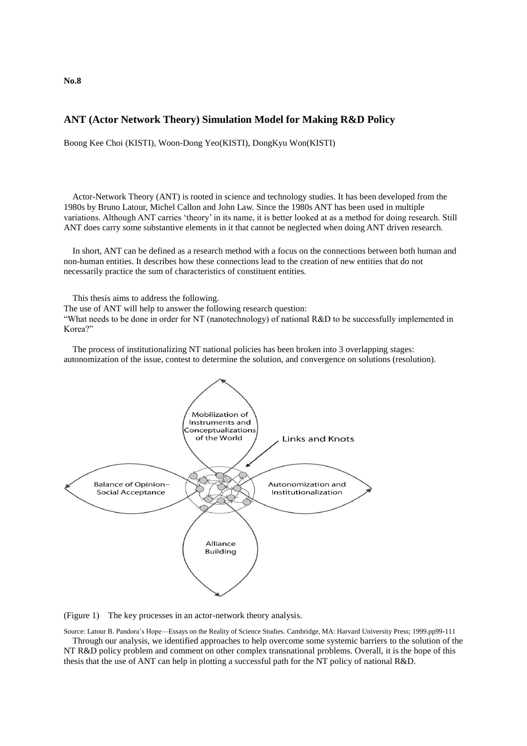**No.8**

## ANT (Actor Network Theory) Simulation Model for Making R&D Policy

Boong Kee Choi (KISTI), Woon-Dong Yeo(KISTI), DongKyu Won(KISTI)

Actor-Network Theory (ANT) is rooted in science and technology studies. It has been developed from the 1980s by Bruno Latour, Michel Callon and John Law. Since the 1980s ANT has been used in multiple variations. Although ANT carries 'theory' in its name, it is better looked at as a method for doing research. Still ANT does carry some substantive elements in it that cannot be neglected when doing ANT driven research.

In short, ANT can be defined as a research method with a focus on the connections between both human and non-human entities. It describes how these connections lead to the creation of new entities that do not necessarily practice the sum of characteristics of constituent entities.

This thesis aims to address the following.
The use of ANT will help to answer the following research question:
"What needs to be done in order for NT (nanotechnology) of national R&D to be successfully implemented in Korea?"

The process of institutionalizing NT national policies has been broken into 3 overlapping stages: autonomization of the issue, contest to determine the solution, and convergence on solutions (resolution).

Mobilization of Instruments and Conceptualizations of the World

Links and Knots

Balance of Opinion–Social Acceptance

Autonomization and Institutionalization

Alliance Building

(Figure 1) The key processes in an actor-network theory analysis.

Source: Latour B. Pandora's Hope—Essays on the Reality of Science Studies. Cambridge, MA: Harvard University Press; 1999.pp99-111

Through our analysis, we identified approaches to help overcome some systemic barriers to the solution of the NT R&D policy problem and comment on other complex transnational problems. Overall, it is the hope of this thesis that the use of ANT can help in plotting a successful path for the NT policy of national R&D.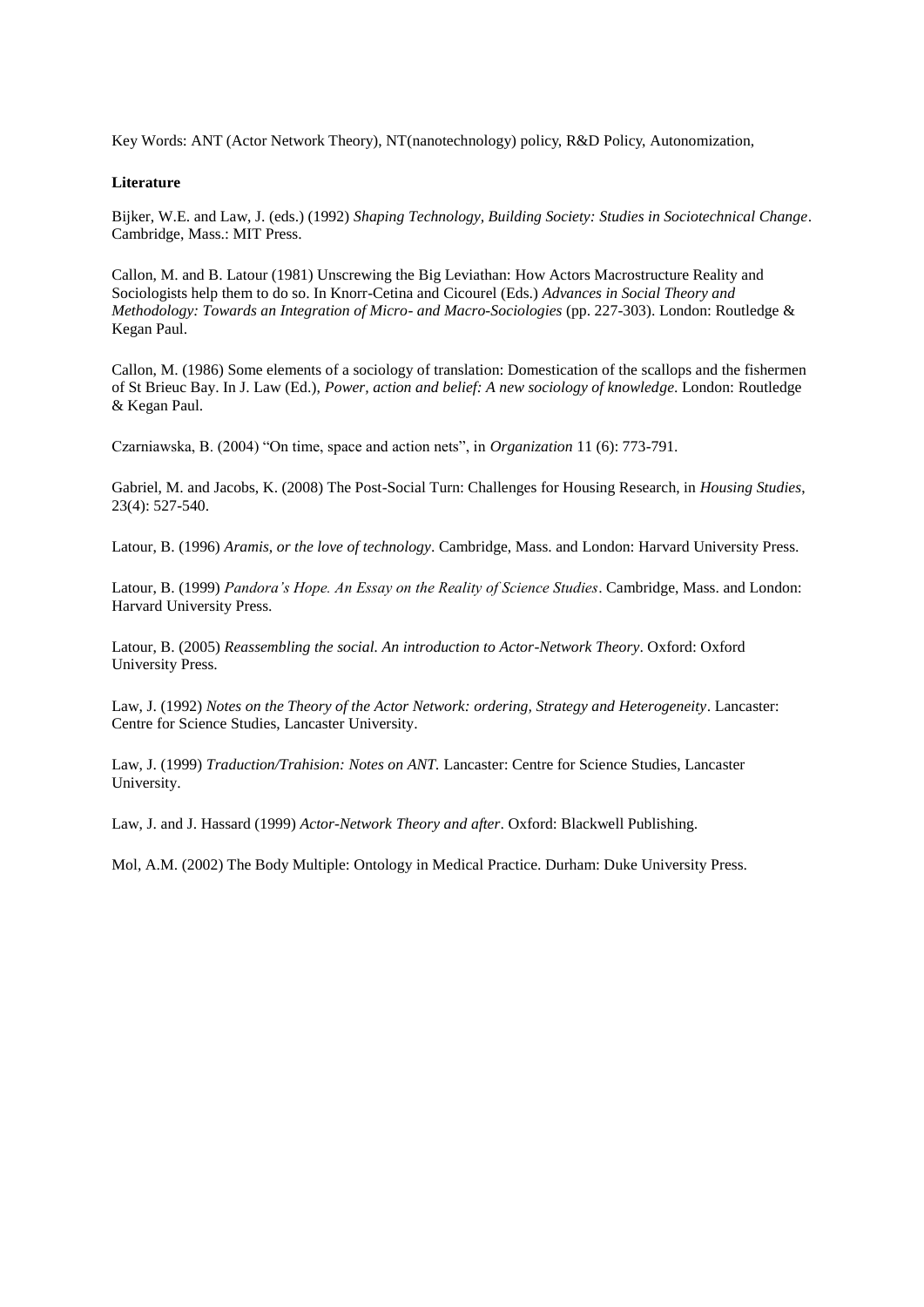Key Words: ANT (Actor Network Theory), NT(nanotechnology) policy, R&D Policy, Autonomization,

**Literature**

Bijker, W.E. and Law, J. (eds.) (1992) *Shaping Technology, Building Society: Studies in Sociotechnical Change*. Cambridge, Mass.: MIT Press.

Callon, M. and B. Latour (1981) Unscrewing the Big Leviathan: How Actors Macrostructure Reality and Sociologists help them to do so. In Knorr-Cetina and Cicourel (Eds.) *Advances in Social Theory and Methodology: Towards an Integration of Micro- and Macro-Sociologies* (pp. 227-303). London: Routledge & Kegan Paul.

Callon, M. (1986) Some elements of a sociology of translation: Domestication of the scallops and the fishermen of St Brieuc Bay. In J. Law (Ed.), *Power, action and belief: A new sociology of knowledge*. London: Routledge & Kegan Paul.

Czarniawska, B. (2004) "On time, space and action nets", in *Organization* 11 (6): 773-791.

Gabriel, M. and Jacobs, K. (2008) The Post-Social Turn: Challenges for Housing Research, in *Housing Studies*, 23(4): 527-540.

Latour, B. (1996) *Aramis, or the love of technology*. Cambridge, Mass. and London: Harvard University Press.

Latour, B. (1999) *Pandora's Hope. An Essay on the Reality of Science Studies*. Cambridge, Mass. and London: Harvard University Press.

Latour, B. (2005) *Reassembling the social. An introduction to Actor-Network Theory*. Oxford: Oxford University Press.

Law, J. (1992) *Notes on the Theory of the Actor Network: ordering, Strategy and Heterogeneity*. Lancaster: Centre for Science Studies, Lancaster University.

Law, J. (1999) *Traduction/Trahision: Notes on ANT.* Lancaster: Centre for Science Studies, Lancaster University.

Law, J. and J. Hassard (1999) *Actor-Network Theory and after*. Oxford: Blackwell Publishing.

Mol, A.M. (2002) The Body Multiple: Ontology in Medical Practice. Durham: Duke University Press.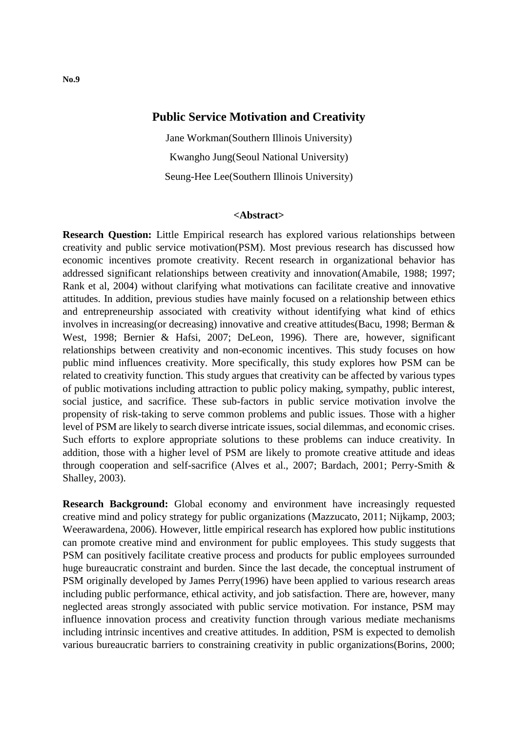**No.9**

## Public Service Motivation and Creativity

Jane Workman(Southern Illinois University)

Kwangho Jung(Seoul National University)

Seung-Hee Lee(Southern Illinois University)

### <Abstract>

**Research Question:** Little Empirical research has explored various relationships between creativity and public service motivation(PSM). Most previous research has discussed how economic incentives promote creativity. Recent research in organizational behavior has addressed significant relationships between creativity and innovation(Amabile, 1988; 1997; Rank et al, 2004) without clarifying what motivations can facilitate creative and innovative attitudes. In addition, previous studies have mainly focused on a relationship between ethics and entrepreneurship associated with creativity without identifying what kind of ethics involves in increasing(or decreasing) innovative and creative attitudes(Bacu, 1998; Berman & West, 1998; Bernier & Hafsi, 2007; DeLeon, 1996). There are, however, significant relationships between creativity and non-economic incentives. This study focuses on how public mind influences creativity. More specifically, this study explores how PSM can be related to creativity function. This study argues that creativity can be affected by various types of public motivations including attraction to public policy making, sympathy, public interest, social justice, and sacrifice. These sub-factors in public service motivation involve the propensity of risk-taking to serve common problems and public issues. Those with a higher level of PSM are likely to search diverse intricate issues, social dilemmas, and economic crises. Such efforts to explore appropriate solutions to these problems can induce creativity. In addition, those with a higher level of PSM are likely to promote creative attitude and ideas through cooperation and self-sacrifice (Alves et al., 2007; Bardach, 2001; Perry-Smith & Shalley, 2003).

**Research Background:** Global economy and environment have increasingly requested creative mind and policy strategy for public organizations (Mazzucato, 2011; Nijkamp, 2003; Weerawardena, 2006). However, little empirical research has explored how public institutions can promote creative mind and environment for public employees. This study suggests that PSM can positively facilitate creative process and products for public employees surrounded huge bureaucratic constraint and burden. Since the last decade, the conceptual instrument of PSM originally developed by James Perry(1996) have been applied to various research areas including public performance, ethical activity, and job satisfaction. There are, however, many neglected areas strongly associated with public service motivation. For instance, PSM may influence innovation process and creativity function through various mediate mechanisms including intrinsic incentives and creative attitudes. In addition, PSM is expected to demolish various bureaucratic barriers to constraining creativity in public organizations(Borins, 2000;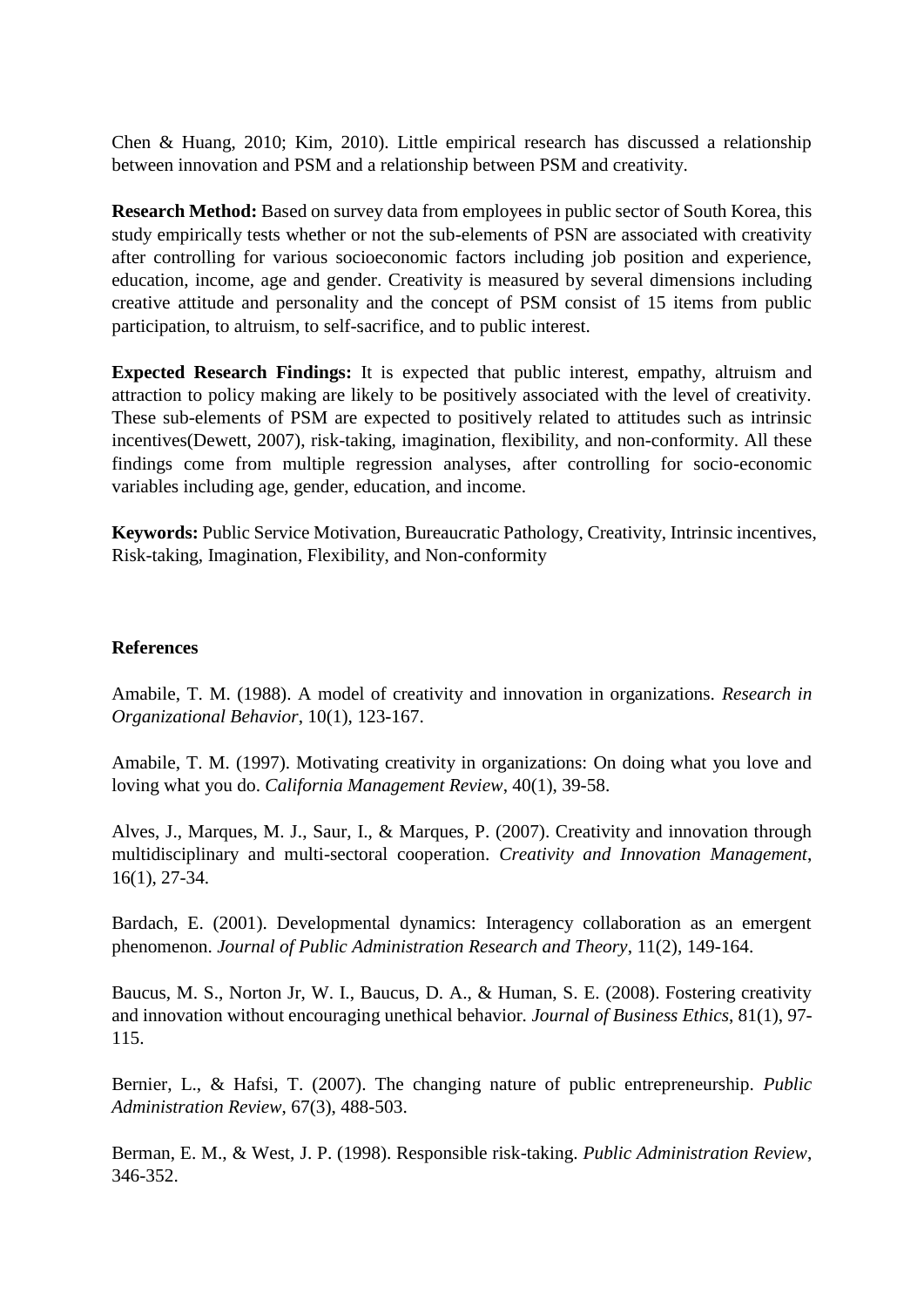Chen & Huang, 2010; Kim, 2010). Little empirical research has discussed a relationship between innovation and PSM and a relationship between PSM and creativity.

**Research Method:** Based on survey data from employees in public sector of South Korea, this study empirically tests whether or not the sub-elements of PSN are associated with creativity after controlling for various socioeconomic factors including job position and experience, education, income, age and gender. Creativity is measured by several dimensions including creative attitude and personality and the concept of PSM consist of 15 items from public participation, to altruism, to self-sacrifice, and to public interest.

**Expected Research Findings:** It is expected that public interest, empathy, altruism and attraction to policy making are likely to be positively associated with the level of creativity. These sub-elements of PSM are expected to positively related to attitudes such as intrinsic incentives(Dewett, 2007), risk-taking, imagination, flexibility, and non-conformity. All these findings come from multiple regression analyses, after controlling for socio-economic variables including age, gender, education, and income.

**Keywords:** Public Service Motivation, Bureaucratic Pathology, Creativity, Intrinsic incentives, Risk-taking, Imagination, Flexibility, and Non-conformity

**References**

Amabile, T. M. (1988). A model of creativity and innovation in organizations. *Research in Organizational Behavior*, 10(1), 123-167.

Amabile, T. M. (1997). Motivating creativity in organizations: On doing what you love and loving what you do. *California Management Review*, 40(1), 39-58.

Alves, J., Marques, M. J., Saur, I., & Marques, P. (2007). Creativity and innovation through multidisciplinary and multi-sectoral cooperation. *Creativity and Innovation Management*, 16(1), 27-34.

Bardach, E. (2001). Developmental dynamics: Interagency collaboration as an emergent phenomenon. *Journal of Public Administration Research and Theory*, 11(2), 149-164.

Baucus, M. S., Norton Jr, W. I., Baucus, D. A., & Human, S. E. (2008). Fostering creativity and innovation without encouraging unethical behavior. *Journal of Business Ethics*, 81(1), 97-115.

Bernier, L., & Hafsi, T. (2007). The changing nature of public entrepreneurship. *Public Administration Review*, 67(3), 488-503.

Berman, E. M., & West, J. P. (1998). Responsible risk-taking. *Public Administration Review*, 346-352.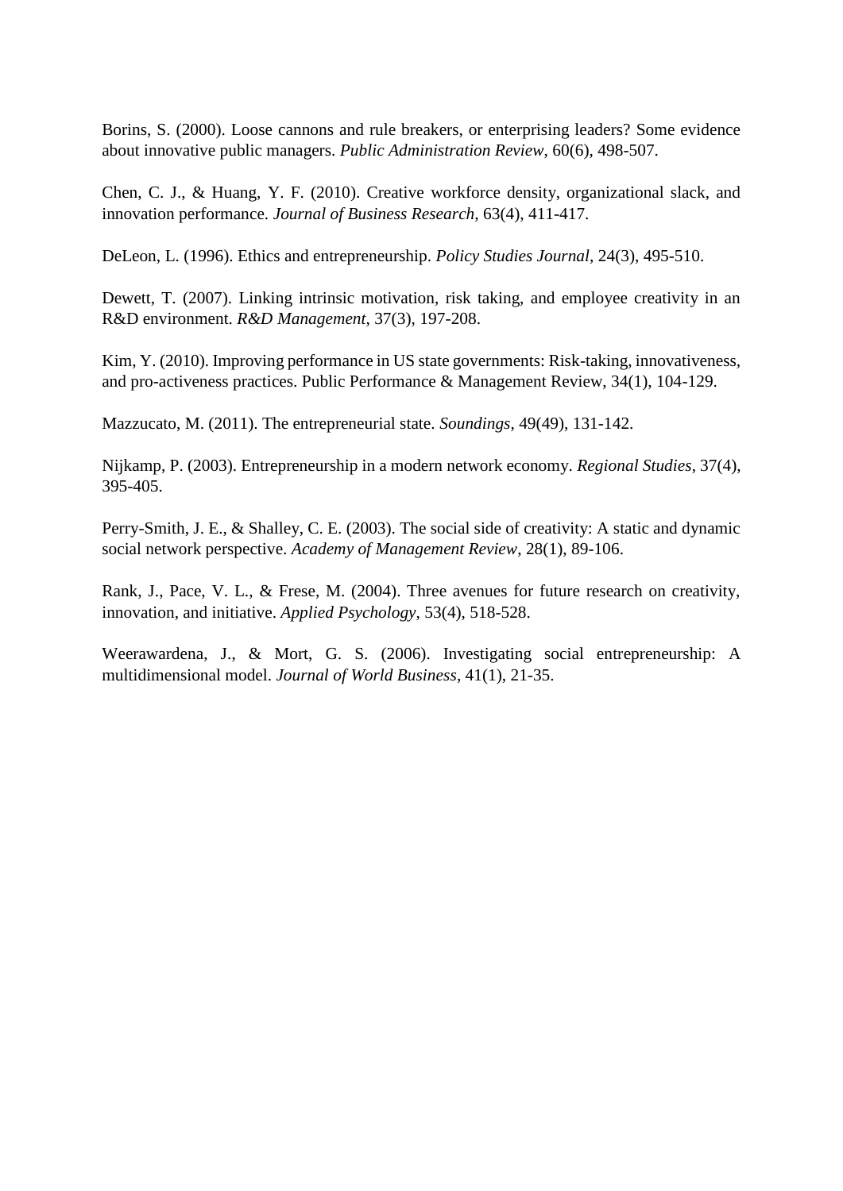Borins, S. (2000). Loose cannons and rule breakers, or enterprising leaders? Some evidence about innovative public managers. *Public Administration Review*, 60(6), 498-507.

Chen, C. J., & Huang, Y. F. (2010). Creative workforce density, organizational slack, and innovation performance. *Journal of Business Research*, 63(4), 411-417.

DeLeon, L. (1996). Ethics and entrepreneurship. *Policy Studies Journal*, 24(3), 495-510.

Dewett, T. (2007). Linking intrinsic motivation, risk taking, and employee creativity in an R&D environment. *R&D Management*, 37(3), 197-208.

Kim, Y. (2010). Improving performance in US state governments: Risk-taking, innovativeness, and pro-activeness practices. Public Performance & Management Review, 34(1), 104-129.

Mazzucato, M. (2011). The entrepreneurial state. *Soundings*, 49(49), 131-142.

Nijkamp, P. (2003). Entrepreneurship in a modern network economy. *Regional Studies*, 37(4), 395-405.

Perry-Smith, J. E., & Shalley, C. E. (2003). The social side of creativity: A static and dynamic social network perspective. *Academy of Management Review*, 28(1), 89-106.

Rank, J., Pace, V. L., & Frese, M. (2004). Three avenues for future research on creativity, innovation, and initiative. *Applied Psychology*, 53(4), 518-528.

Weerawardena, J., & Mort, G. S. (2006). Investigating social entrepreneurship: A multidimensional model. *Journal of World Business*, 41(1), 21-35.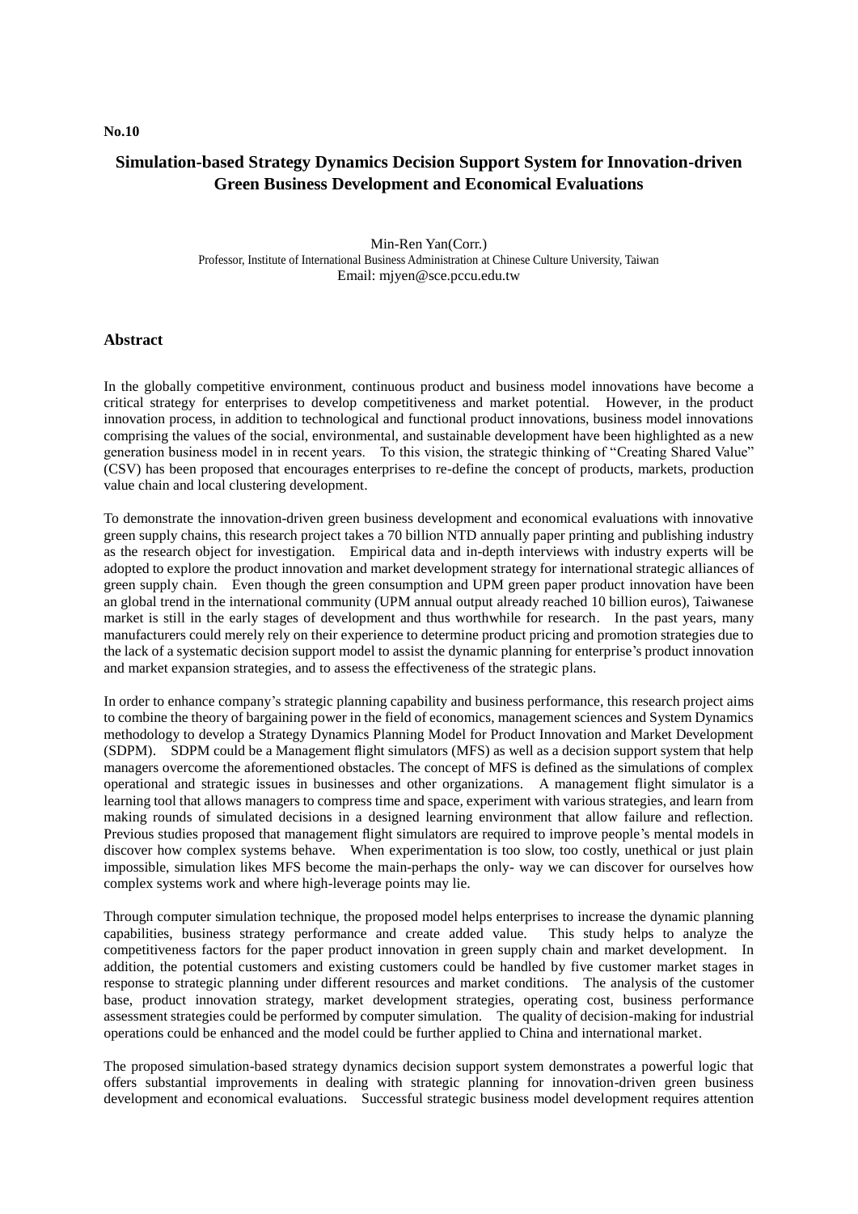**No.10**

# Simulation-based Strategy Dynamics Decision Support System for Innovation-driven Green Business Development and Economical Evaluations

Min-Ren Yan(Corr.)
Professor, Institute of International Business Administration at Chinese Culture University, Taiwan
Email: mjyen@sce.pccu.edu.tw

## Abstract

In the globally competitive environment, continuous product and business model innovations have become a critical strategy for enterprises to develop competitiveness and market potential. However, in the product innovation process, in addition to technological and functional product innovations, business model innovations comprising the values of the social, environmental, and sustainable development have been highlighted as a new generation business model in in recent years. To this vision, the strategic thinking of "Creating Shared Value" (CSV) has been proposed that encourages enterprises to re-define the concept of products, markets, production value chain and local clustering development.

To demonstrate the innovation-driven green business development and economical evaluations with innovative green supply chains, this research project takes a 70 billion NTD annually paper printing and publishing industry as the research object for investigation. Empirical data and in-depth interviews with industry experts will be adopted to explore the product innovation and market development strategy for international strategic alliances of green supply chain. Even though the green consumption and UPM green paper product innovation have been an global trend in the international community (UPM annual output already reached 10 billion euros), Taiwanese market is still in the early stages of development and thus worthwhile for research. In the past years, many manufacturers could merely rely on their experience to determine product pricing and promotion strategies due to the lack of a systematic decision support model to assist the dynamic planning for enterprise's product innovation and market expansion strategies, and to assess the effectiveness of the strategic plans.

In order to enhance company's strategic planning capability and business performance, this research project aims to combine the theory of bargaining power in the field of economics, management sciences and System Dynamics methodology to develop a Strategy Dynamics Planning Model for Product Innovation and Market Development (SDPM). SDPM could be a Management flight simulators (MFS) as well as a decision support system that help managers overcome the aforementioned obstacles. The concept of MFS is defined as the simulations of complex operational and strategic issues in businesses and other organizations. A management flight simulator is a learning tool that allows managers to compress time and space, experiment with various strategies, and learn from making rounds of simulated decisions in a designed learning environment that allow failure and reflection. Previous studies proposed that management flight simulators are required to improve people's mental models in discover how complex systems behave. When experimentation is too slow, too costly, unethical or just plain impossible, simulation likes MFS become the main-perhaps the only- way we can discover for ourselves how complex systems work and where high-leverage points may lie.

Through computer simulation technique, the proposed model helps enterprises to increase the dynamic planning capabilities, business strategy performance and create added value. This study helps to analyze the competitiveness factors for the paper product innovation in green supply chain and market development. In addition, the potential customers and existing customers could be handled by five customer market stages in response to strategic planning under different resources and market conditions. The analysis of the customer base, product innovation strategy, market development strategies, operating cost, business performance assessment strategies could be performed by computer simulation. The quality of decision-making for industrial operations could be enhanced and the model could be further applied to China and international market.

The proposed simulation-based strategy dynamics decision support system demonstrates a powerful logic that offers substantial improvements in dealing with strategic planning for innovation-driven green business development and economical evaluations. Successful strategic business model development requires attention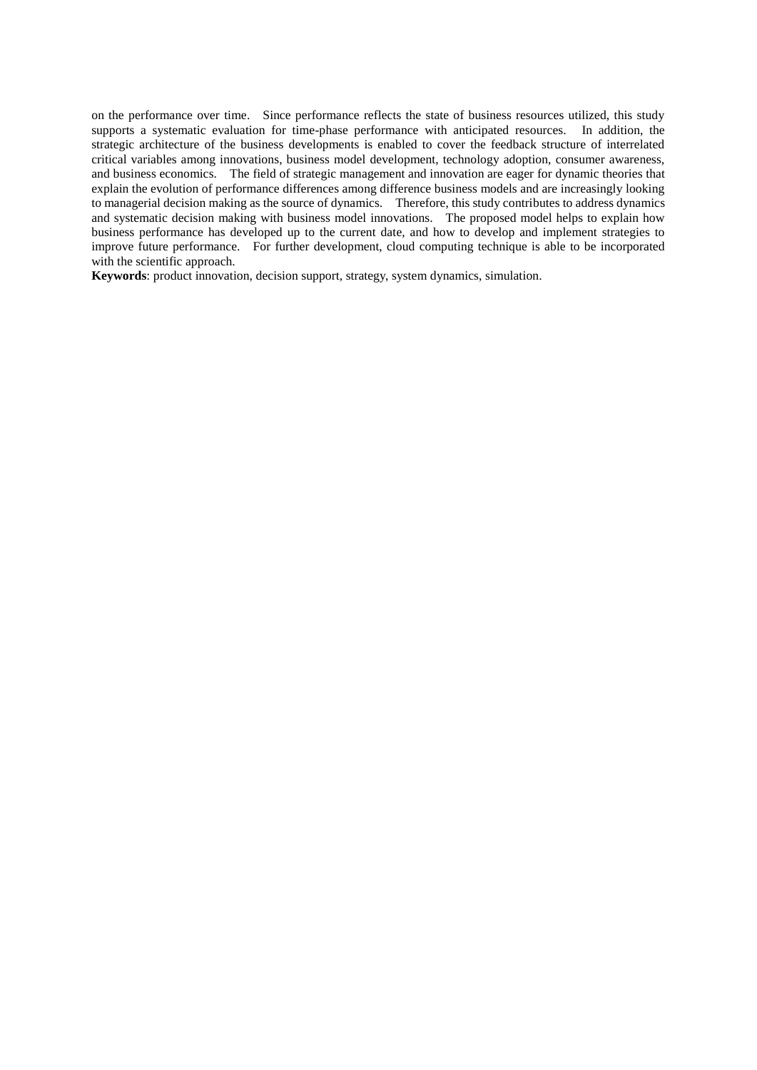on the performance over time. Since performance reflects the state of business resources utilized, this study supports a systematic evaluation for time-phase performance with anticipated resources. In addition, the strategic architecture of the business developments is enabled to cover the feedback structure of interrelated critical variables among innovations, business model development, technology adoption, consumer awareness, and business economics. The field of strategic management and innovation are eager for dynamic theories that explain the evolution of performance differences among difference business models and are increasingly looking to managerial decision making as the source of dynamics. Therefore, this study contributes to address dynamics and systematic decision making with business model innovations. The proposed model helps to explain how business performance has developed up to the current date, and how to develop and implement strategies to improve future performance. For further development, cloud computing technique is able to be incorporated with the scientific approach.

**Keywords**: product innovation, decision support, strategy, system dynamics, simulation.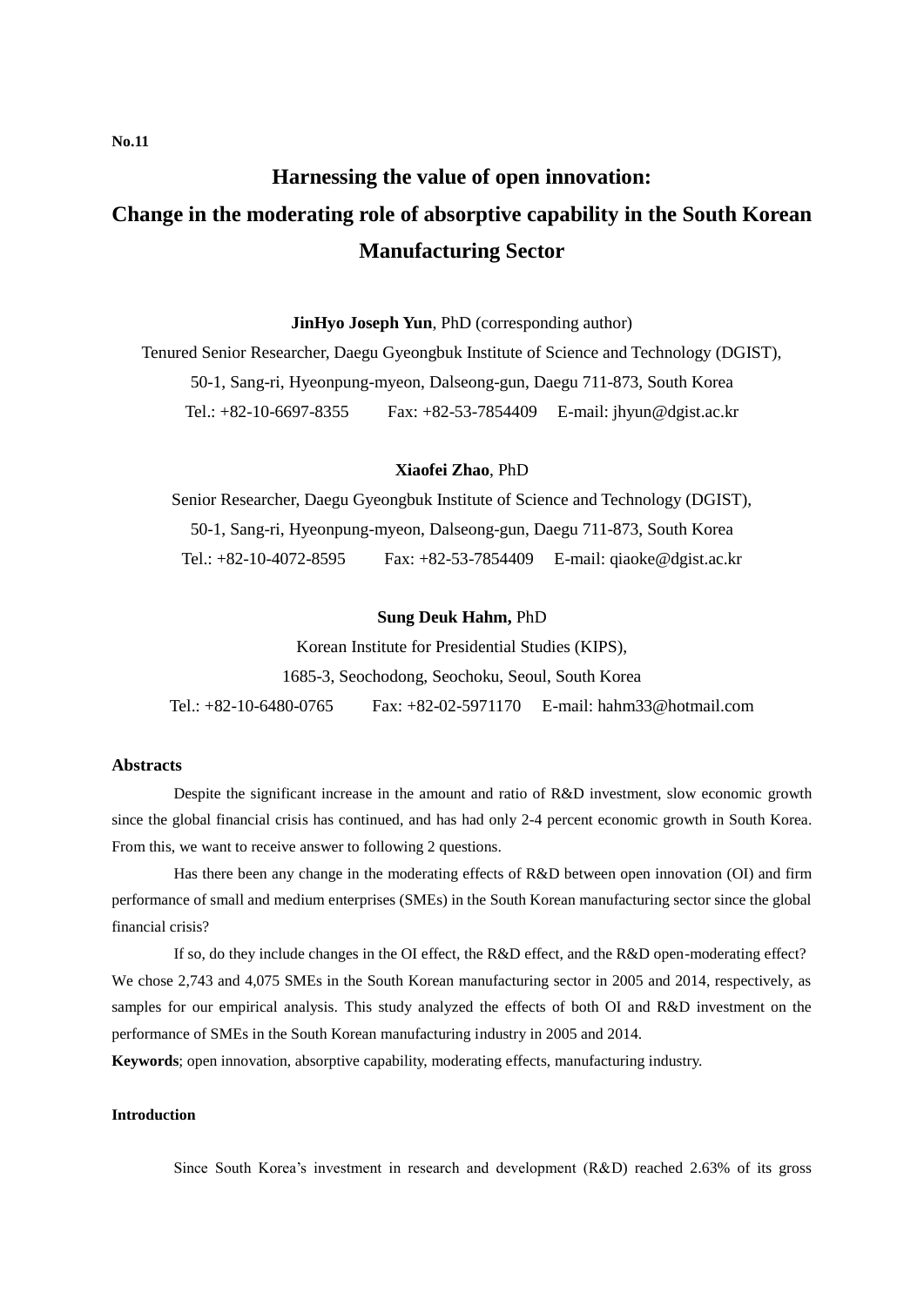No.11

# Harnessing the value of open innovation: Change in the moderating role of absorptive capability in the South Korean Manufacturing Sector

**JinHyo Joseph Yun**, PhD (corresponding author)

Tenured Senior Researcher, Daegu Gyeongbuk Institute of Science and Technology (DGIST),

50-1, Sang-ri, Hyeonpung-myeon, Dalseong-gun, Daegu 711-873, South Korea

Tel.: +82-10-6697-8355 Fax: +82-53-7854409 E-mail: jhyun@dgist.ac.kr

**Xiaofei Zhao**, PhD

Senior Researcher, Daegu Gyeongbuk Institute of Science and Technology (DGIST),

50-1, Sang-ri, Hyeonpung-myeon, Dalseong-gun, Daegu 711-873, South Korea

Tel.: +82-10-4072-8595 Fax: +82-53-7854409 E-mail: qiaoke@dgist.ac.kr

**Sung Deuk Hahm,** PhD

Korean Institute for Presidential Studies (KIPS),

1685-3, Seochodong, Seochoku, Seoul, South Korea

Tel.: +82-10-6480-0765 Fax: +82-02-5971170 E-mail: hahm33@hotmail.com

### Abstracts

Despite the significant increase in the amount and ratio of R&D investment, slow economic growth since the global financial crisis has continued, and has had only 2-4 percent economic growth in South Korea. From this, we want to receive answer to following 2 questions.

Has there been any change in the moderating effects of R&D between open innovation (OI) and firm performance of small and medium enterprises (SMEs) in the South Korean manufacturing sector since the global financial crisis?

If so, do they include changes in the OI effect, the R&D effect, and the R&D open-moderating effect? We chose 2,743 and 4,075 SMEs in the South Korean manufacturing sector in 2005 and 2014, respectively, as samples for our empirical analysis. This study analyzed the effects of both OI and R&D investment on the performance of SMEs in the South Korean manufacturing industry in 2005 and 2014.

**Keywords**; open innovation, absorptive capability, moderating effects, manufacturing industry.

### Introduction

Since South Korea's investment in research and development (R&D) reached 2.63% of its gross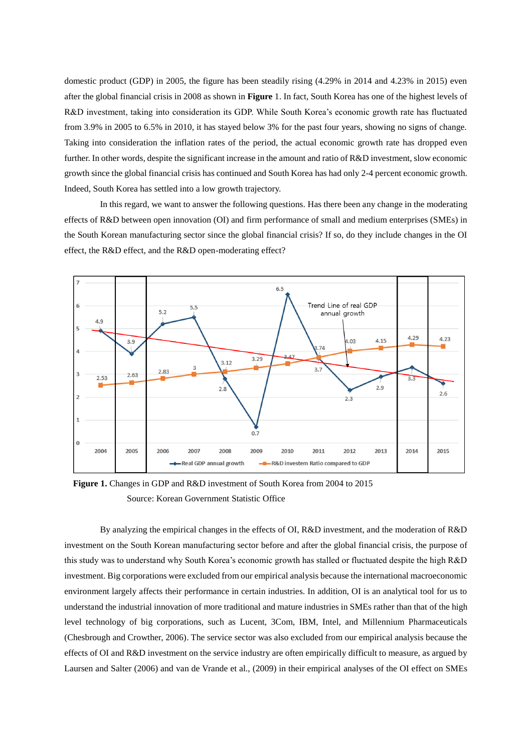domestic product (GDP) in 2005, the figure has been steadily rising (4.29% in 2014 and 4.23% in 2015) even after the global financial crisis in 2008 as shown in **Figure** 1. In fact, South Korea has one of the highest levels of R&D investment, taking into consideration its GDP. While South Korea's economic growth rate has fluctuated from 3.9% in 2005 to 6.5% in 2010, it has stayed below 3% for the past four years, showing no signs of change. Taking into consideration the inflation rates of the period, the actual economic growth rate has dropped even further. In other words, despite the significant increase in the amount and ratio of R&D investment, slow economic growth since the global financial crisis has continued and South Korea has had only 2-4 percent economic growth. Indeed, South Korea has settled into a low growth trajectory.

In this regard, we want to answer the following questions. Has there been any change in the moderating effects of R&D between open innovation (OI) and firm performance of small and medium enterprises (SMEs) in the South Korean manufacturing sector since the global financial crisis? If so, do they include changes in the OI effect, the R&D effect, and the R&D open-moderating effect?

**Figure 1.** Changes in GDP and R&D investment of South Korea from 2004 to 2015

Source: Korean Government Statistic Office

By analyzing the empirical changes in the effects of OI, R&D investment, and the moderation of R&D investment on the South Korean manufacturing sector before and after the global financial crisis, the purpose of this study was to understand why South Korea's economic growth has stalled or fluctuated despite the high R&D investment. Big corporations were excluded from our empirical analysis because the international macroeconomic environment largely affects their performance in certain industries. In addition, OI is an analytical tool for us to understand the industrial innovation of more traditional and mature industries in SMEs rather than that of the high level technology of big corporations, such as Lucent, 3Com, IBM, Intel, and Millennium Pharmaceuticals (Chesbrough and Crowther, 2006). The service sector was also excluded from our empirical analysis because the effects of OI and R&D investment on the service industry are often empirically difficult to measure, as argued by Laursen and Salter (2006) and van de Vrande et al., (2009) in their empirical analyses of the OI effect on SMEs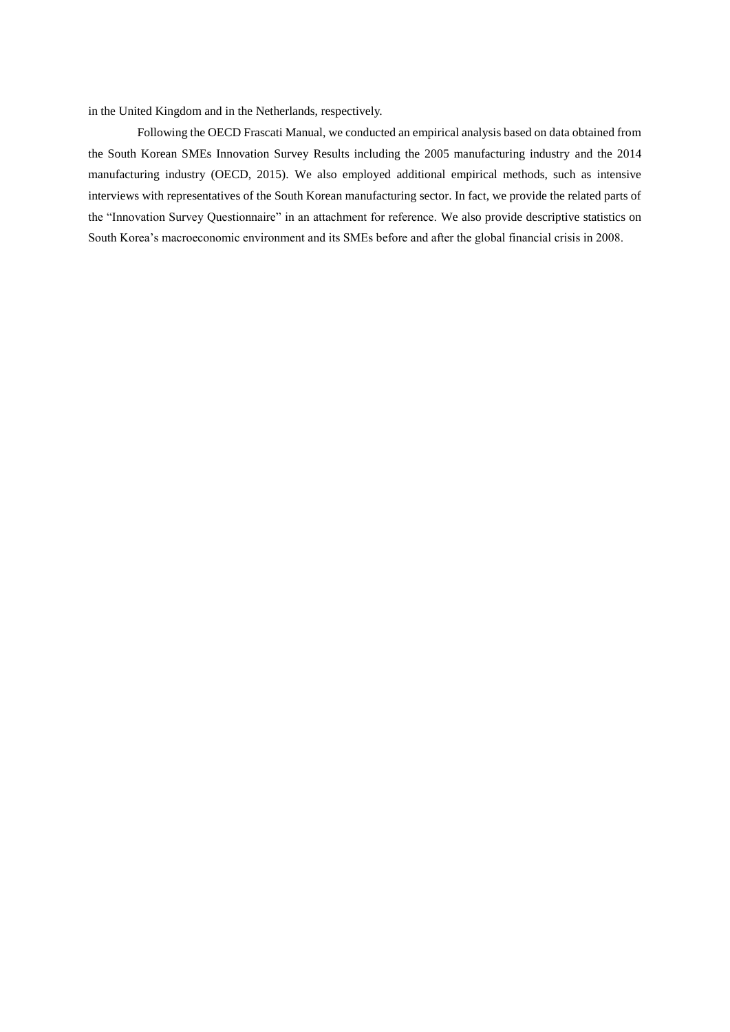in the United Kingdom and in the Netherlands, respectively.

Following the OECD Frascati Manual, we conducted an empirical analysis based on data obtained from the South Korean SMEs Innovation Survey Results including the 2005 manufacturing industry and the 2014 manufacturing industry (OECD, 2015). We also employed additional empirical methods, such as intensive interviews with representatives of the South Korean manufacturing sector. In fact, we provide the related parts of the "Innovation Survey Questionnaire" in an attachment for reference. We also provide descriptive statistics on South Korea's macroeconomic environment and its SMEs before and after the global financial crisis in 2008.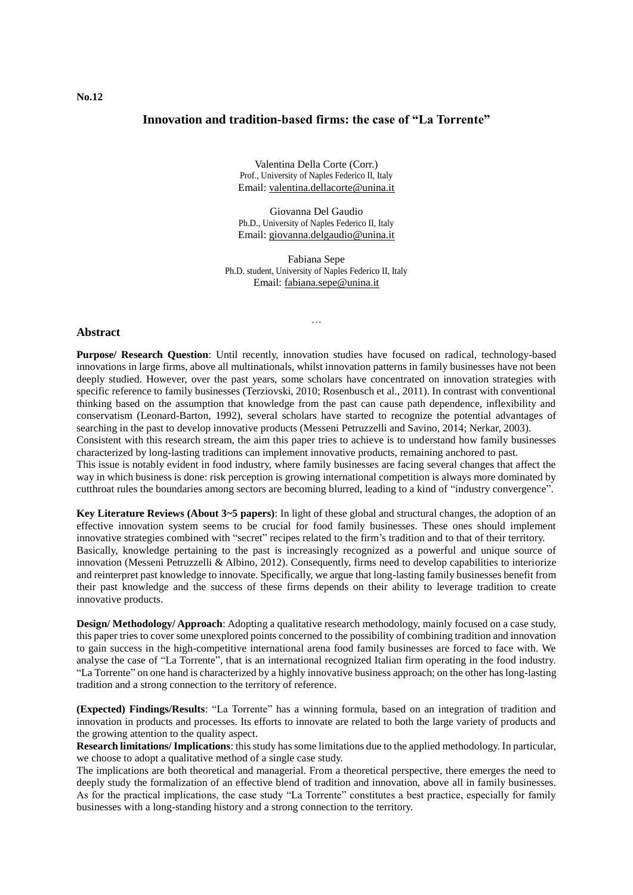**No.12**

## Innovation and tradition-based firms: the case of "La Torrente"

Valentina Della Corte (Corr.)
Prof., University of Naples Federico II, Italy
Email: valentina.dellacorte@unina.it

Giovanna Del Gaudio
Ph.D., University of Naples Federico II, Italy
Email: giovanna.delgaudio@unina.it

Fabiana Sepe
Ph.D. student, University of Naples Federico II, Italy
Email: fabiana.sepe@unina.it

…

### Abstract

**Purpose/ Research Question**: Until recently, innovation studies have focused on radical, technology-based innovations in large firms, above all multinationals, whilst innovation patterns in family businesses have not been deeply studied. However, over the past years, some scholars have concentrated on innovation strategies with specific reference to family businesses (Terziovski, 2010; Rosenbusch et al., 2011). In contrast with conventional thinking based on the assumption that knowledge from the past can cause path dependence, inflexibility and conservatism (Leonard-Barton, 1992), several scholars have started to recognize the potential advantages of searching in the past to develop innovative products (Messeni Petruzzelli and Savino, 2014; Nerkar, 2003).
Consistent with this research stream, the aim this paper tries to achieve is to understand how family businesses characterized by long-lasting traditions can implement innovative products, remaining anchored to past.
This issue is notably evident in food industry, where family businesses are facing several changes that affect the way in which business is done: risk perception is growing international competition is always more dominated by cutthroat rules the boundaries among sectors are becoming blurred, leading to a kind of "industry convergence".

**Key Literature Reviews (About 3~5 papers)**: In light of these global and structural changes, the adoption of an effective innovation system seems to be crucial for food family businesses. These ones should implement innovative strategies combined with "secret" recipes related to the firm's tradition and to that of their territory.
Basically, knowledge pertaining to the past is increasingly recognized as a powerful and unique source of innovation (Messeni Petruzzelli & Albino, 2012). Consequently, firms need to develop capabilities to interiorize and reinterpret past knowledge to innovate. Specifically, we argue that long-lasting family businesses benefit from their past knowledge and the success of these firms depends on their ability to leverage tradition to create innovative products.

**Design/ Methodology/ Approach**: Adopting a qualitative research methodology, mainly focused on a case study, this paper tries to cover some unexplored points concerned to the possibility of combining tradition and innovation to gain success in the high-competitive international arena food family businesses are forced to face with. We analyse the case of "La Torrente", that is an international recognized Italian firm operating in the food industry. "La Torrente" on one hand is characterized by a highly innovative business approach; on the other has long-lasting tradition and a strong connection to the territory of reference.

**(Expected) Findings/Results**: "La Torrente" has a winning formula, based on an integration of tradition and innovation in products and processes. Its efforts to innovate are related to both the large variety of products and the growing attention to the quality aspect.
**Research limitations/ Implications**: this study has some limitations due to the applied methodology. In particular, we choose to adopt a qualitative method of a single case study.
The implications are both theoretical and managerial. From a theoretical perspective, there emerges the need to deeply study the formalization of an effective blend of tradition and innovation, above all in family businesses. As for the practical implications, the case study "La Torrente" constitutes a best practice, especially for family businesses with a long-standing history and a strong connection to the territory.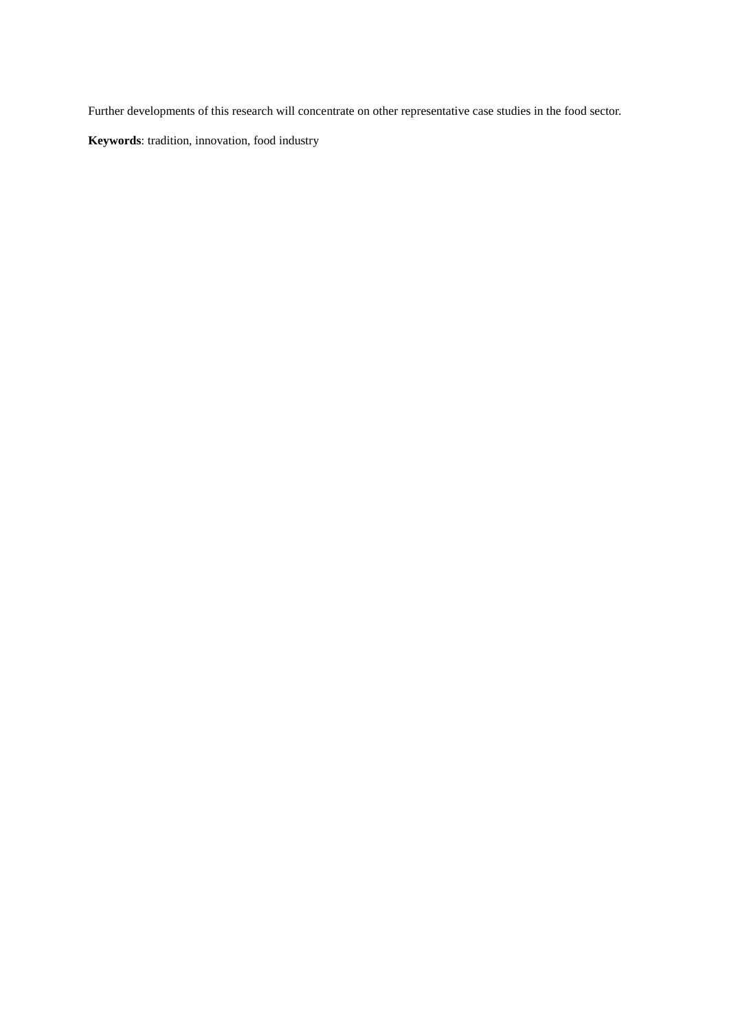Further developments of this research will concentrate on other representative case studies in the food sector.

**Keywords**: tradition, innovation, food industry